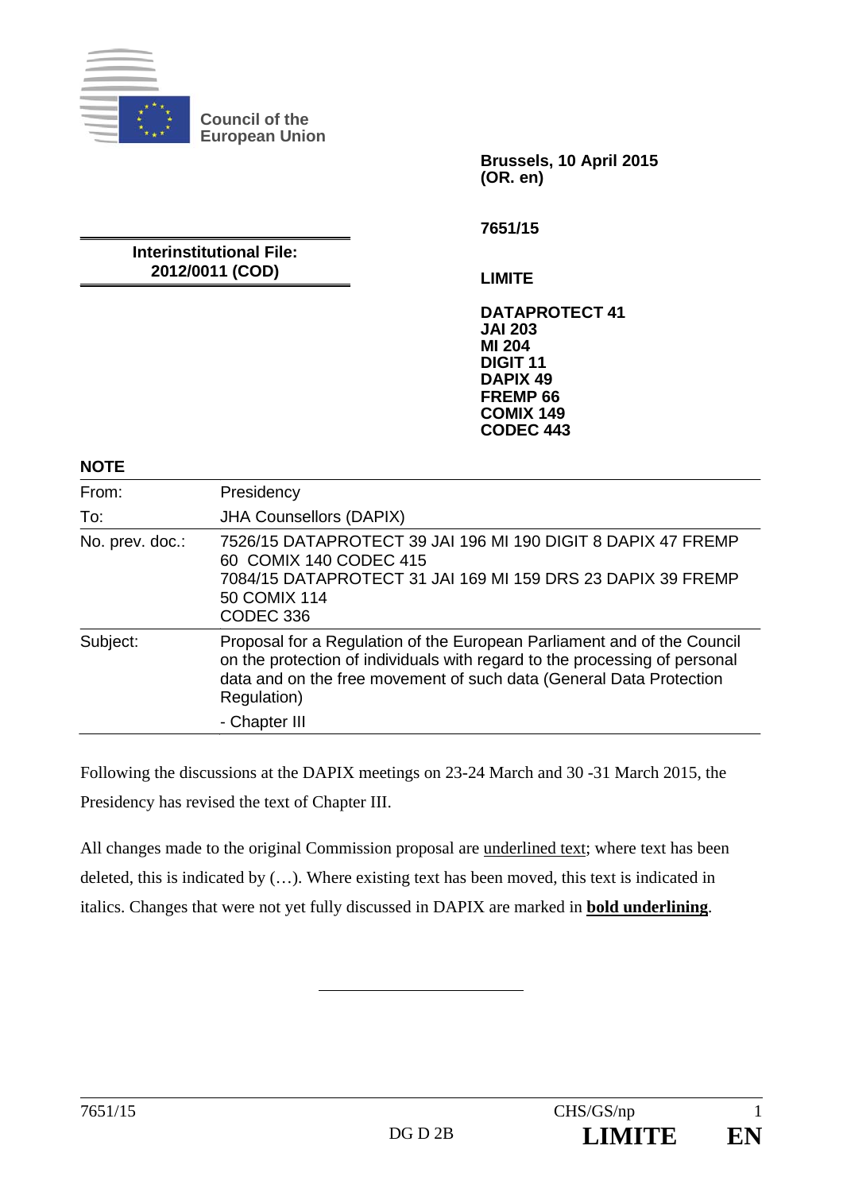**Council of the European Union**

**Brussels, 10 April 2015**
**(OR. en)**

**7651/15**

**Interinstitutional File:**
**2012/0011 (COD)**

**LIMITE**

**DATAPROTECT 41**
**JAI 203**
**MI 204**
**DIGIT 11**
**DAPIX 49**
**FREMP 66**
**COMIX 149**
**CODEC 443**

**NOTE**

| | |
|---|---|
| From: | Presidency |
| To: | JHA Counsellors (DAPIX) |
| No. prev. doc.: | 7526/15 DATAPROTECT 39 JAI 196 MI 190 DIGIT 8 DAPIX 47 FREMP 60 COMIX 140 CODEC 415<br>7084/15 DATAPROTECT 31 JAI 169 MI 159 DRS 23 DAPIX 39 FREMP 50 COMIX 114<br>CODEC 336 |
| Subject: | Proposal for a Regulation of the European Parliament and of the Council on the protection of individuals with regard to the processing of personal data and on the free movement of such data (General Data Protection Regulation)<br>- Chapter III |

Following the discussions at the DAPIX meetings on 23-24 March and 30 -31 March 2015, the Presidency has revised the text of Chapter III.

All changes made to the original Commission proposal are <u>underlined text</u>; where text has been deleted, this is indicated by (…). Where existing text has been moved, this text is indicated in italics. Changes that were not yet fully discussed in DAPIX are marked in **<u>bold underlining</u>**.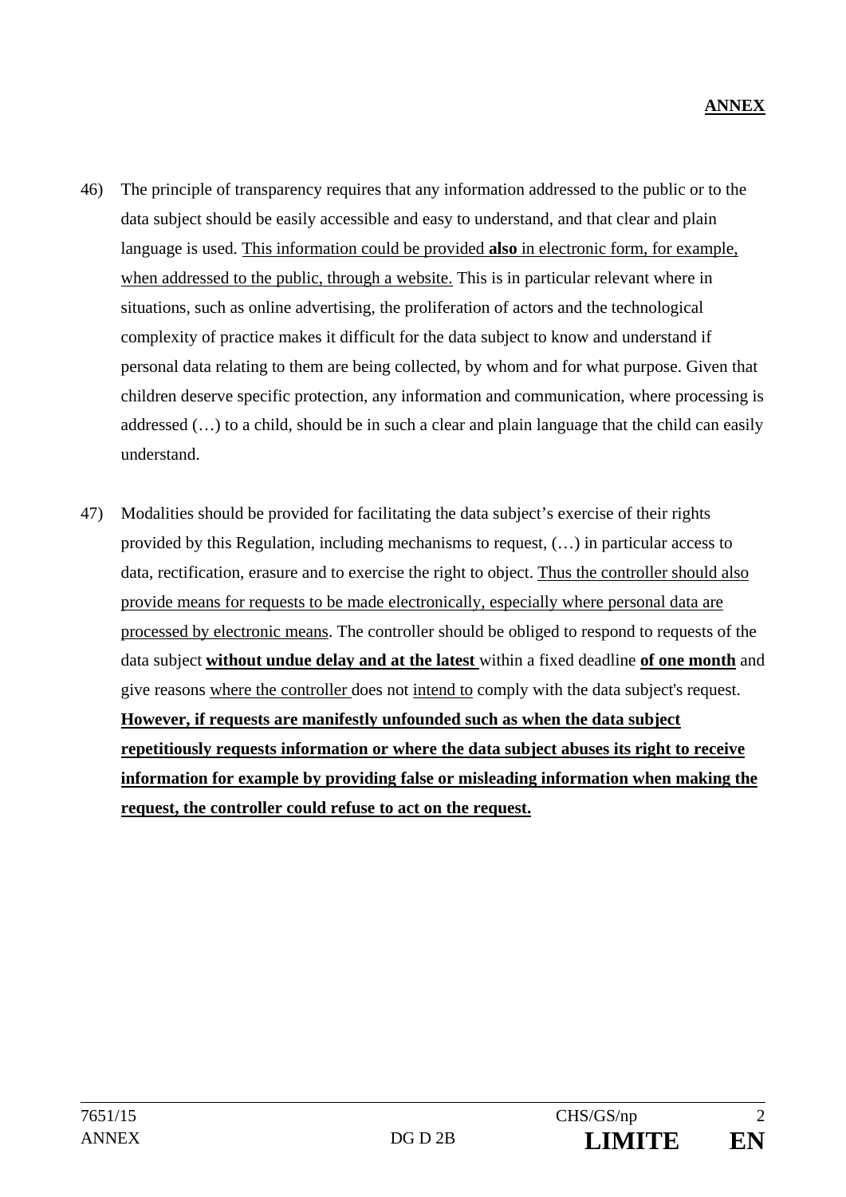**ANNEX**

46) The principle of transparency requires that any information addressed to the public or to the data subject should be easily accessible and easy to understand, and that clear and plain language is used. <u>This information could be provided **also** in electronic form, for example, when addressed to the public, through a website.</u> This is in particular relevant where in situations, such as online advertising, the proliferation of actors and the technological complexity of practice makes it difficult for the data subject to know and understand if personal data relating to them are being collected, by whom and for what purpose. Given that children deserve specific protection, any information and communication, where processing is addressed (…) to a child, should be in such a clear and plain language that the child can easily understand.

47) Modalities should be provided for facilitating the data subject's exercise of their rights provided by this Regulation, including mechanisms to request, (…) in particular access to data, rectification, erasure and to exercise the right to object. <u>Thus the controller should also provide means for requests to be made electronically, especially where personal data are processed by electronic means</u>. The controller should be obliged to respond to requests of the data subject <u>**without undue delay and at the latest**</u> within a fixed deadline <u>**of one month**</u> and give reasons <u>where the controller</u> does not <u>intend to</u> comply with the data subject's request. <u>**However, if requests are manifestly unfounded such as when the data subject repetitiously requests information or where the data subject abuses its right to receive information for example by providing false or misleading information when making the request, the controller could refuse to act on the request.**</u>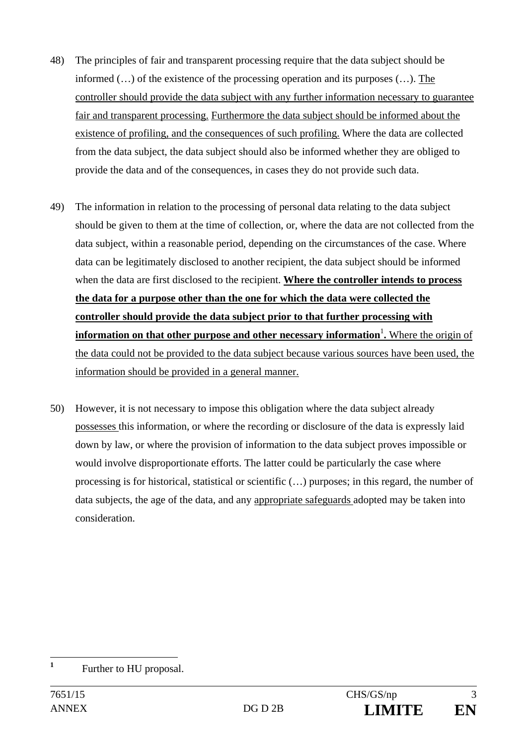48) The principles of fair and transparent processing require that the data subject should be informed (…) of the existence of the processing operation and its purposes (…). The controller should provide the data subject with any further information necessary to guarantee fair and transparent processing. Furthermore the data subject should be informed about the existence of profiling, and the consequences of such profiling. Where the data are collected from the data subject, the data subject should also be informed whether they are obliged to provide the data and of the consequences, in cases they do not provide such data.

49) The information in relation to the processing of personal data relating to the data subject should be given to them at the time of collection, or, where the data are not collected from the data subject, within a reasonable period, depending on the circumstances of the case. Where data can be legitimately disclosed to another recipient, the data subject should be informed when the data are first disclosed to the recipient. **Where the controller intends to process the data for a purpose other than the one for which the data were collected the controller should provide the data subject prior to that further processing with information on that other purpose and other necessary information[1].** Where the origin of the data could not be provided to the data subject because various sources have been used, the information should be provided in a general manner.

50) However, it is not necessary to impose this obligation where the data subject already possesses this information, or where the recording or disclosure of the data is expressly laid down by law, or where the provision of information to the data subject proves impossible or would involve disproportionate efforts. The latter could be particularly the case where processing is for historical, statistical or scientific (…) purposes; in this regard, the number of data subjects, the age of the data, and any appropriate safeguards adopted may be taken into consideration.

[1] Further to HU proposal.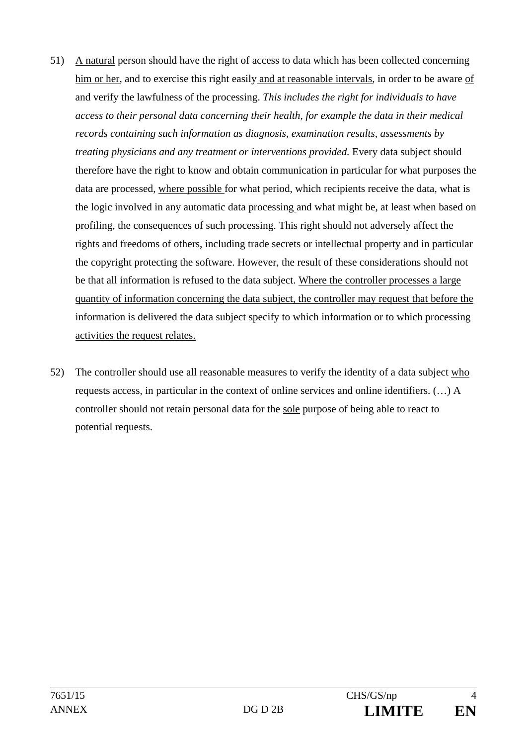51) A natural person should have the right of access to data which has been collected concerning him or her, and to exercise this right easily and at reasonable intervals, in order to be aware of and verify the lawfulness of the processing. *This includes the right for individuals to have access to their personal data concerning their health, for example the data in their medical records containing such information as diagnosis, examination results, assessments by treating physicians and any treatment or interventions provided.* Every data subject should therefore have the right to know and obtain communication in particular for what purposes the data are processed, where possible for what period, which recipients receive the data, what is the logic involved in any automatic data processing and what might be, at least when based on profiling, the consequences of such processing. This right should not adversely affect the rights and freedoms of others, including trade secrets or intellectual property and in particular the copyright protecting the software. However, the result of these considerations should not be that all information is refused to the data subject. Where the controller processes a large quantity of information concerning the data subject, the controller may request that before the information is delivered the data subject specify to which information or to which processing activities the request relates.

52) The controller should use all reasonable measures to verify the identity of a data subject who requests access, in particular in the context of online services and online identifiers. (…) A controller should not retain personal data for the sole purpose of being able to react to potential requests.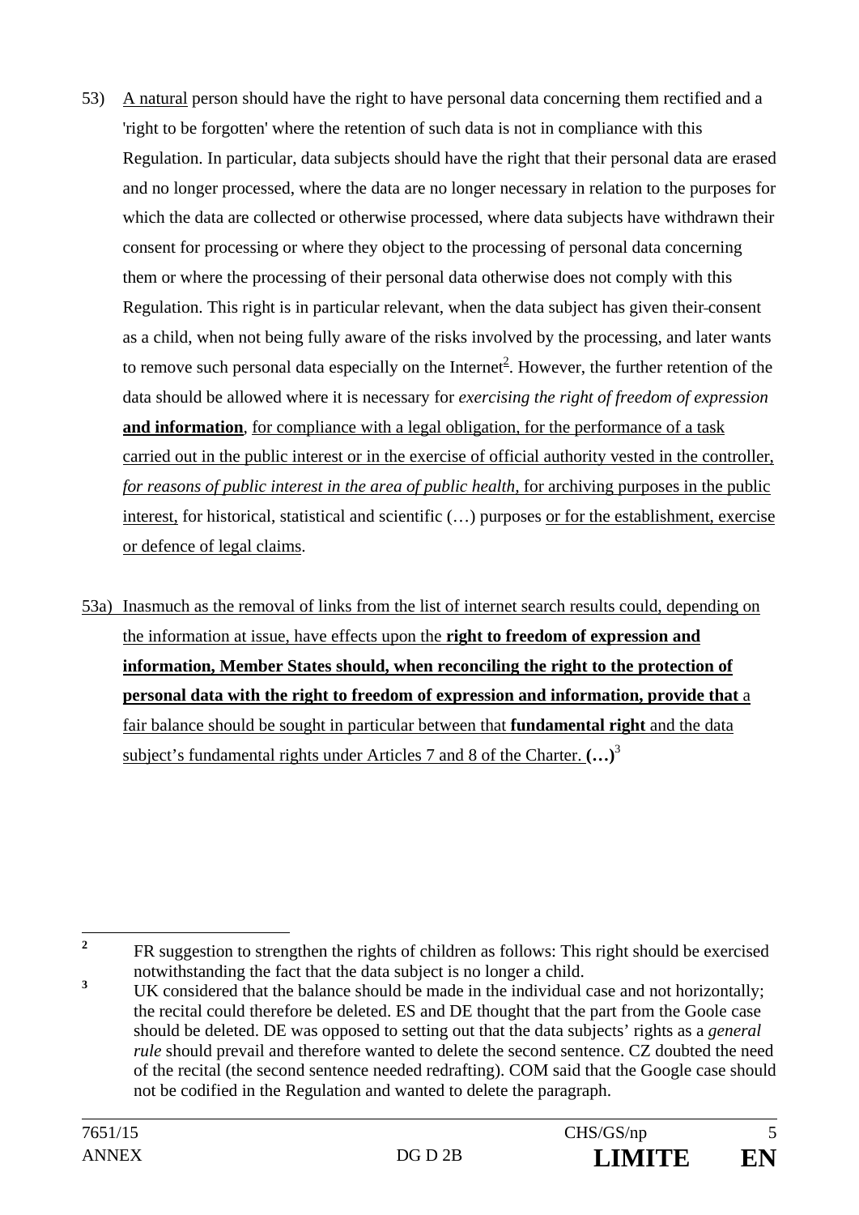53) A natural person should have the right to have personal data concerning them rectified and a 'right to be forgotten' where the retention of such data is not in compliance with this Regulation. In particular, data subjects should have the right that their personal data are erased and no longer processed, where the data are no longer necessary in relation to the purposes for which the data are collected or otherwise processed, where data subjects have withdrawn their consent for processing or where they object to the processing of personal data concerning them or where the processing of their personal data otherwise does not comply with this Regulation. This right is in particular relevant, when the data subject has given their consent as a child, when not being fully aware of the risks involved by the processing, and later wants to remove such personal data especially on the Internet[2]. However, the further retention of the data should be allowed where it is necessary for *exercising the right of freedom of expression* **and information**, for compliance with a legal obligation, for the performance of a task carried out in the public interest or in the exercise of official authority vested in the controller, *for reasons of public interest in the area of public health,* for archiving purposes in the public interest, for historical, statistical and scientific (…) purposes or for the establishment, exercise or defence of legal claims.

53a) Inasmuch as the removal of links from the list of internet search results could, depending on the information at issue, have effects upon the **right to freedom of expression and information, Member States should, when reconciling the right to the protection of personal data with the right to freedom of expression and information, provide that** a fair balance should be sought in particular between that **fundamental right** and the data subject's fundamental rights under Articles 7 and 8 of the Charter. **(…)**[3]

---

[2] FR suggestion to strengthen the rights of children as follows: This right should be exercised notwithstanding the fact that the data subject is no longer a child.

[3] UK considered that the balance should be made in the individual case and not horizontally; the recital could therefore be deleted. ES and DE thought that the part from the Goole case should be deleted. DE was opposed to setting out that the data subjects' rights as a *general rule* should prevail and therefore wanted to delete the second sentence. CZ doubted the need of the recital (the second sentence needed redrafting). COM said that the Google case should not be codified in the Regulation and wanted to delete the paragraph.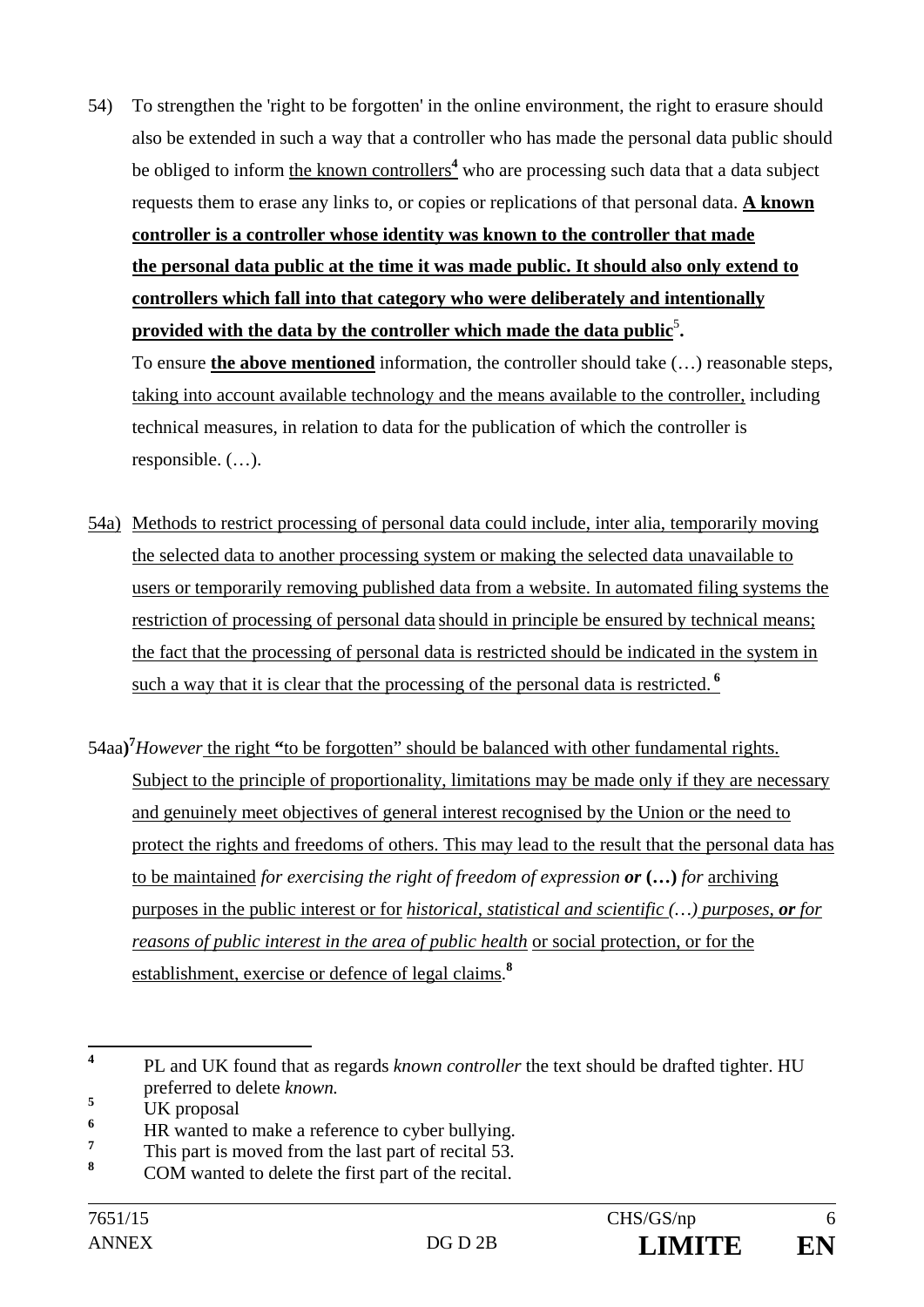54) To strengthen the 'right to be forgotten' in the online environment, the right to erasure should also be extended in such a way that a controller who has made the personal data public should be obliged to inform the known controllers[4] who are processing such data that a data subject requests them to erase any links to, or copies or replications of that personal data. **A known controller is a controller whose identity was known to the controller that made the personal data public at the time it was made public. It should also only extend to controllers which fall into that category who were deliberately and intentionally provided with the data by the controller which made the data public**[5]**.** To ensure **the above mentioned** information, the controller should take (…) reasonable steps, taking into account available technology and the means available to the controller, including technical measures, in relation to data for the publication of which the controller is responsible. (…).

54a) Methods to restrict processing of personal data could include, inter alia, temporarily moving the selected data to another processing system or making the selected data unavailable to users or temporarily removing published data from a website. In automated filing systems the restriction of processing of personal data should in principle be ensured by technical means; the fact that the processing of personal data is restricted should be indicated in the system in such a way that it is clear that the processing of the personal data is restricted.[6]

54aa)[7] *However* the right "to be forgotten" should be balanced with other fundamental rights. Subject to the principle of proportionality, limitations may be made only if they are necessary and genuinely meet objectives of general interest recognised by the Union or the need to protect the rights and freedoms of others. This may lead to the result that the personal data has to be maintained *for exercising the right of freedom of expression* ***or*** **(…)** *for* archiving purposes in the public interest or for *historical, statistical and scientific (…) purposes,* ***or*** *for reasons of public interest in the area of public health* or social protection, or for the establishment, exercise or defence of legal claims.[8]

---

[4] PL and UK found that as regards *known controller* the text should be drafted tighter. HU preferred to delete *known.*

[5] UK proposal

[6] HR wanted to make a reference to cyber bullying.

[7] This part is moved from the last part of recital 53.

[8] COM wanted to delete the first part of the recital.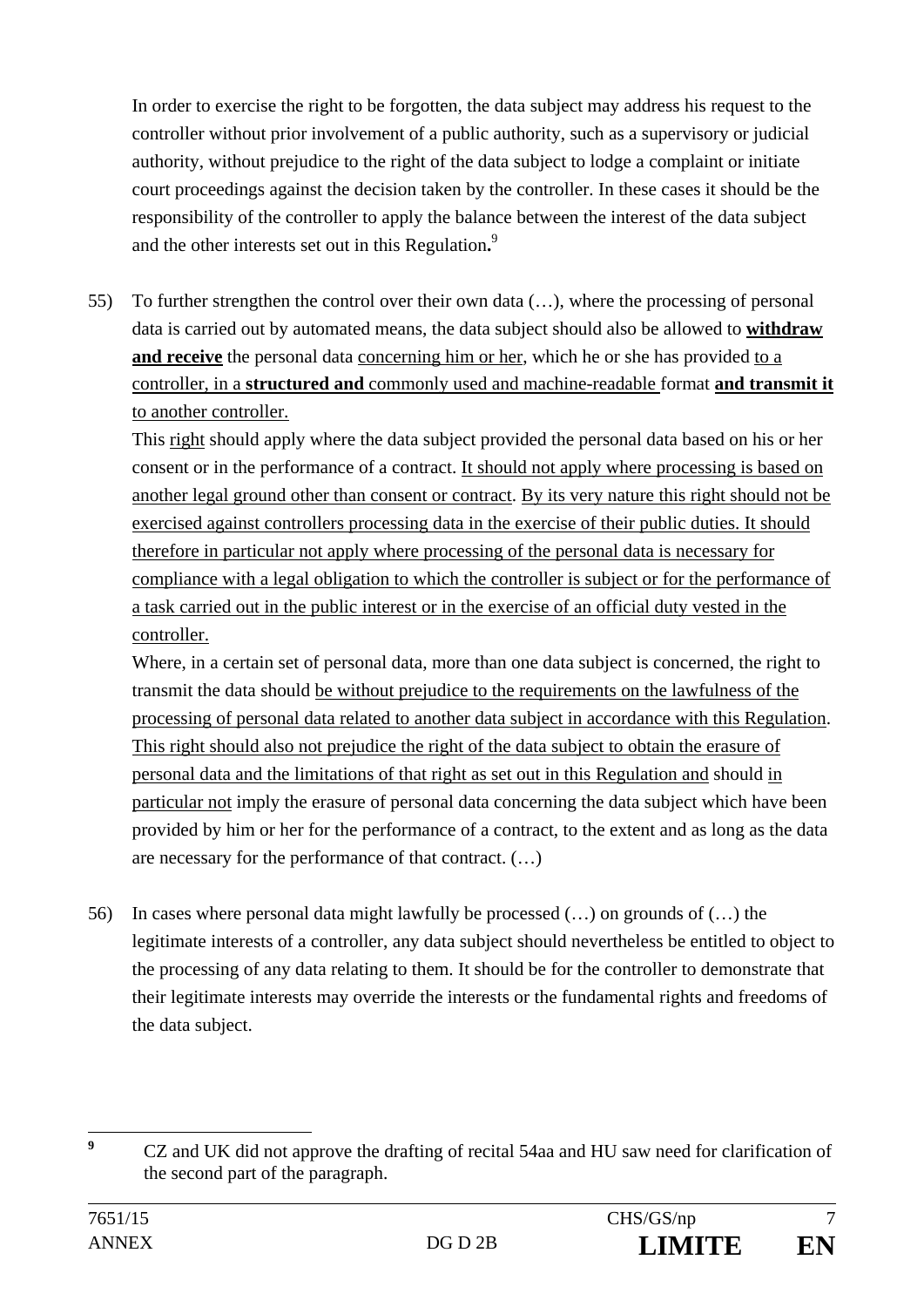In order to exercise the right to be forgotten, the data subject may address his request to the controller without prior involvement of a public authority, such as a supervisory or judicial authority, without prejudice to the right of the data subject to lodge a complaint or initiate court proceedings against the decision taken by the controller. In these cases it should be the responsibility of the controller to apply the balance between the interest of the data subject and the other interests set out in this Regulation**.**[9]

55) To further strengthen the control over their own data (…), where the processing of personal data is carried out by automated means, the data subject should also be allowed to **withdraw and receive** the personal data concerning him or her, which he or she has provided to a controller, in a **structured and** commonly used and machine-readable format **and transmit it** to another controller.

This right should apply where the data subject provided the personal data based on his or her consent or in the performance of a contract. It should not apply where processing is based on another legal ground other than consent or contract. By its very nature this right should not be exercised against controllers processing data in the exercise of their public duties. It should therefore in particular not apply where processing of the personal data is necessary for compliance with a legal obligation to which the controller is subject or for the performance of a task carried out in the public interest or in the exercise of an official duty vested in the controller.

Where, in a certain set of personal data, more than one data subject is concerned, the right to transmit the data should be without prejudice to the requirements on the lawfulness of the processing of personal data related to another data subject in accordance with this Regulation. This right should also not prejudice the right of the data subject to obtain the erasure of personal data and the limitations of that right as set out in this Regulation and should in particular not imply the erasure of personal data concerning the data subject which have been provided by him or her for the performance of a contract, to the extent and as long as the data are necessary for the performance of that contract. (…)

56) In cases where personal data might lawfully be processed (…) on grounds of (…) the legitimate interests of a controller, any data subject should nevertheless be entitled to object to the processing of any data relating to them. It should be for the controller to demonstrate that their legitimate interests may override the interests or the fundamental rights and freedoms of the data subject.

---

[9] CZ and UK did not approve the drafting of recital 54aa and HU saw need for clarification of the second part of the paragraph.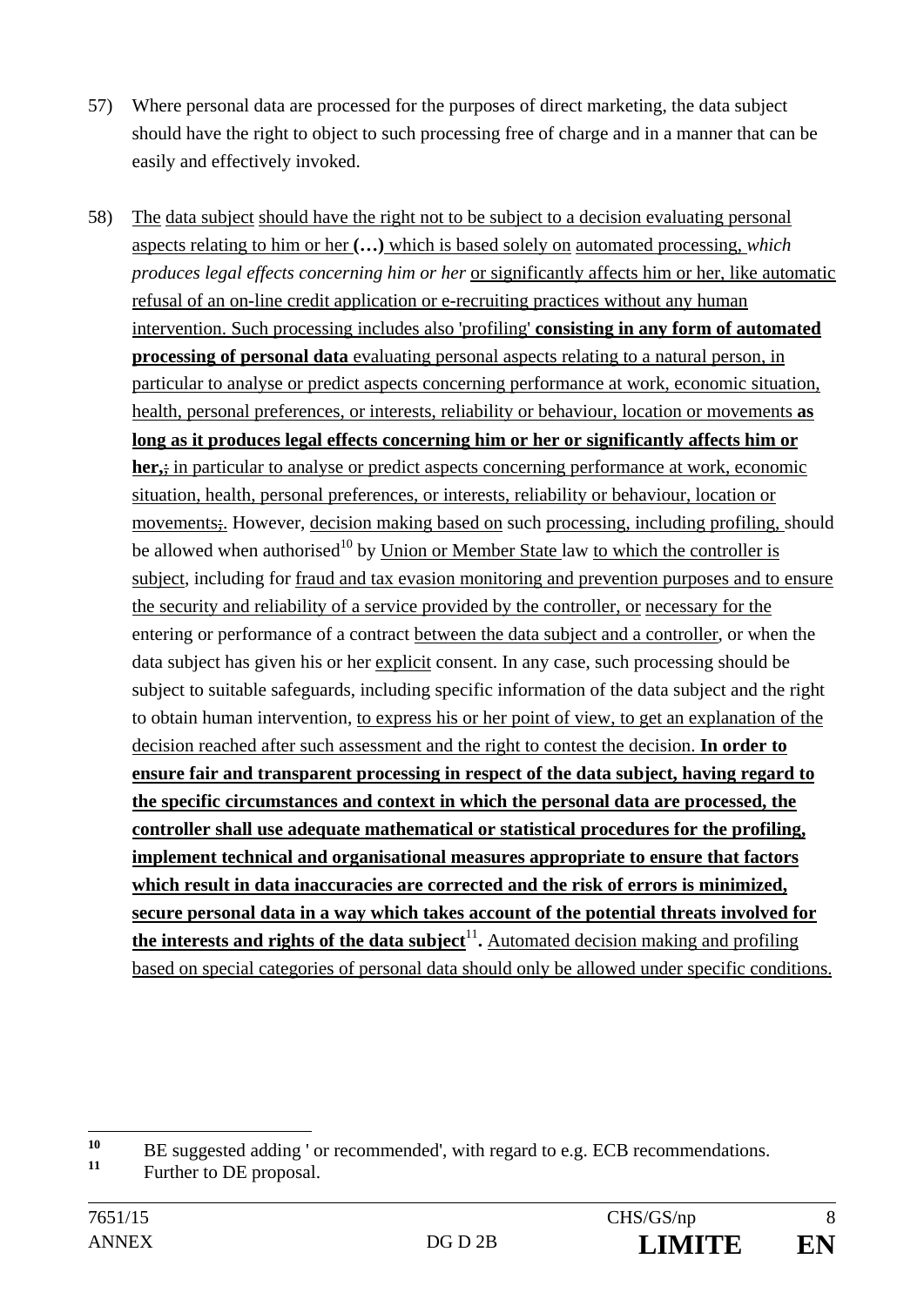57) Where personal data are processed for the purposes of direct marketing, the data subject should have the right to object to such processing free of charge and in a manner that can be easily and effectively invoked.

58) The data subject should have the right not to be subject to a decision evaluating personal aspects relating to him or her **(…)** which is based solely on automated processing, *which produces legal effects concerning him or her* or significantly affects him or her, like automatic refusal of an on-line credit application or e-recruiting practices without any human intervention. Such processing includes also 'profiling' **consisting in any form of automated processing of personal data** evaluating personal aspects relating to a natural person, in particular to analyse or predict aspects concerning performance at work, economic situation, health, personal preferences, or interests, reliability or behaviour, location or movements **as long as it produces legal effects concerning him or her or significantly affects him or her,**; in particular to analyse or predict aspects concerning performance at work, economic situation, health, personal preferences, or interests, reliability or behaviour, location or movements;. However, decision making based on such processing, including profiling, should be allowed when authorised[10] by Union or Member State law to which the controller is subject, including for fraud and tax evasion monitoring and prevention purposes and to ensure the security and reliability of a service provided by the controller, or necessary for the entering or performance of a contract between the data subject and a controller, or when the data subject has given his or her explicit consent. In any case, such processing should be subject to suitable safeguards, including specific information of the data subject and the right to obtain human intervention, to express his or her point of view, to get an explanation of the decision reached after such assessment and the right to contest the decision. **In order to ensure fair and transparent processing in respect of the data subject, having regard to the specific circumstances and context in which the personal data are processed, the controller shall use adequate mathematical or statistical procedures for the profiling, implement technical and organisational measures appropriate to ensure that factors which result in data inaccuracies are corrected and the risk of errors is minimized, secure personal data in a way which takes account of the potential threats involved for the interests and rights of the data subject**[11]**.** Automated decision making and profiling based on special categories of personal data should only be allowed under specific conditions.

[10] BE suggested adding ' or recommended', with regard to e.g. ECB recommendations.

[11] Further to DE proposal.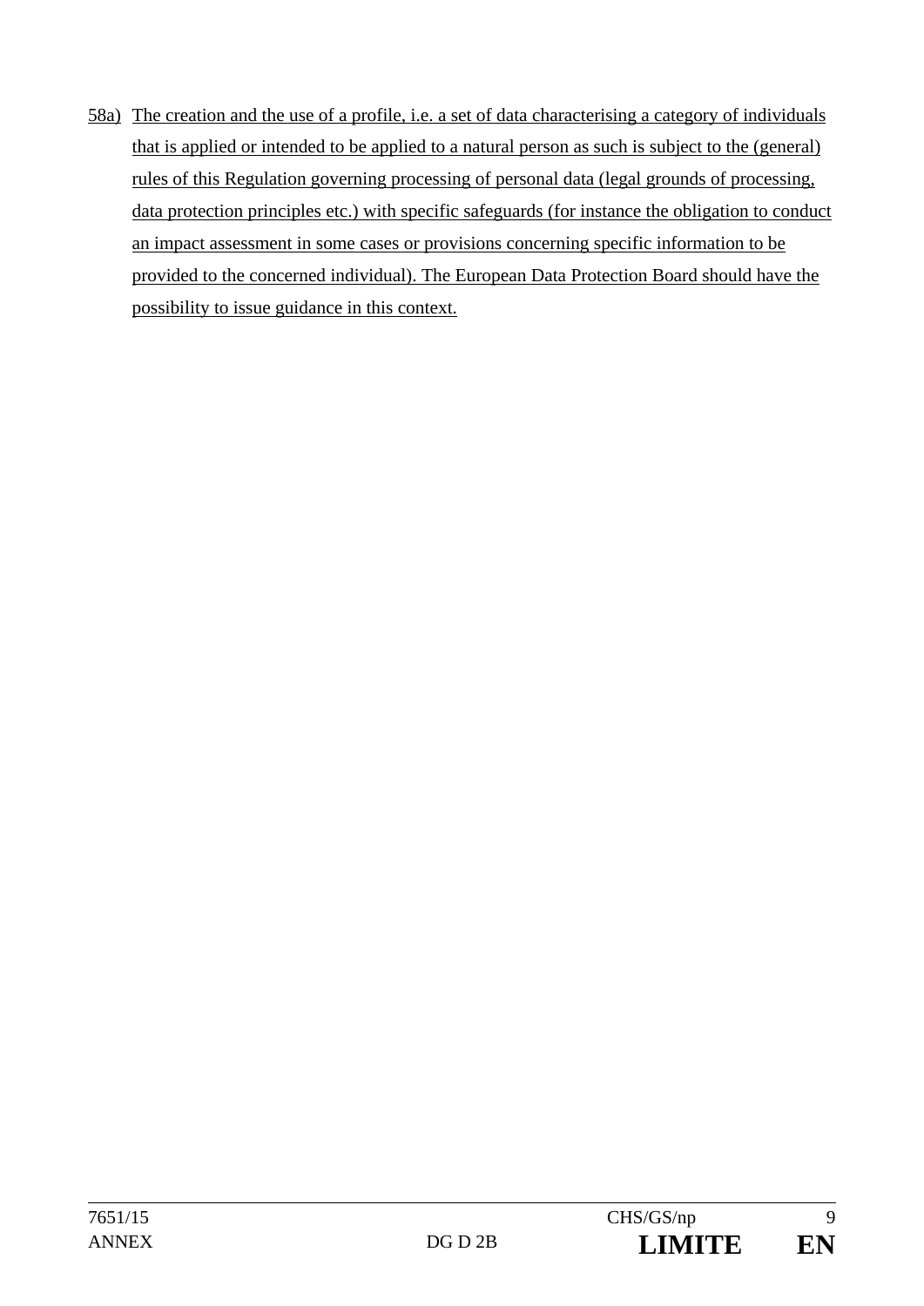58a) <u>The creation and the use of a profile, i.e. a set of data characterising a category of individuals that is applied or intended to be applied to a natural person as such is subject to the (general) rules of this Regulation governing processing of personal data (legal grounds of processing, data protection principles etc.) with specific safeguards (for instance the obligation to conduct an impact assessment in some cases or provisions concerning specific information to be provided to the concerned individual). The European Data Protection Board should have the possibility to issue guidance in this context.</u>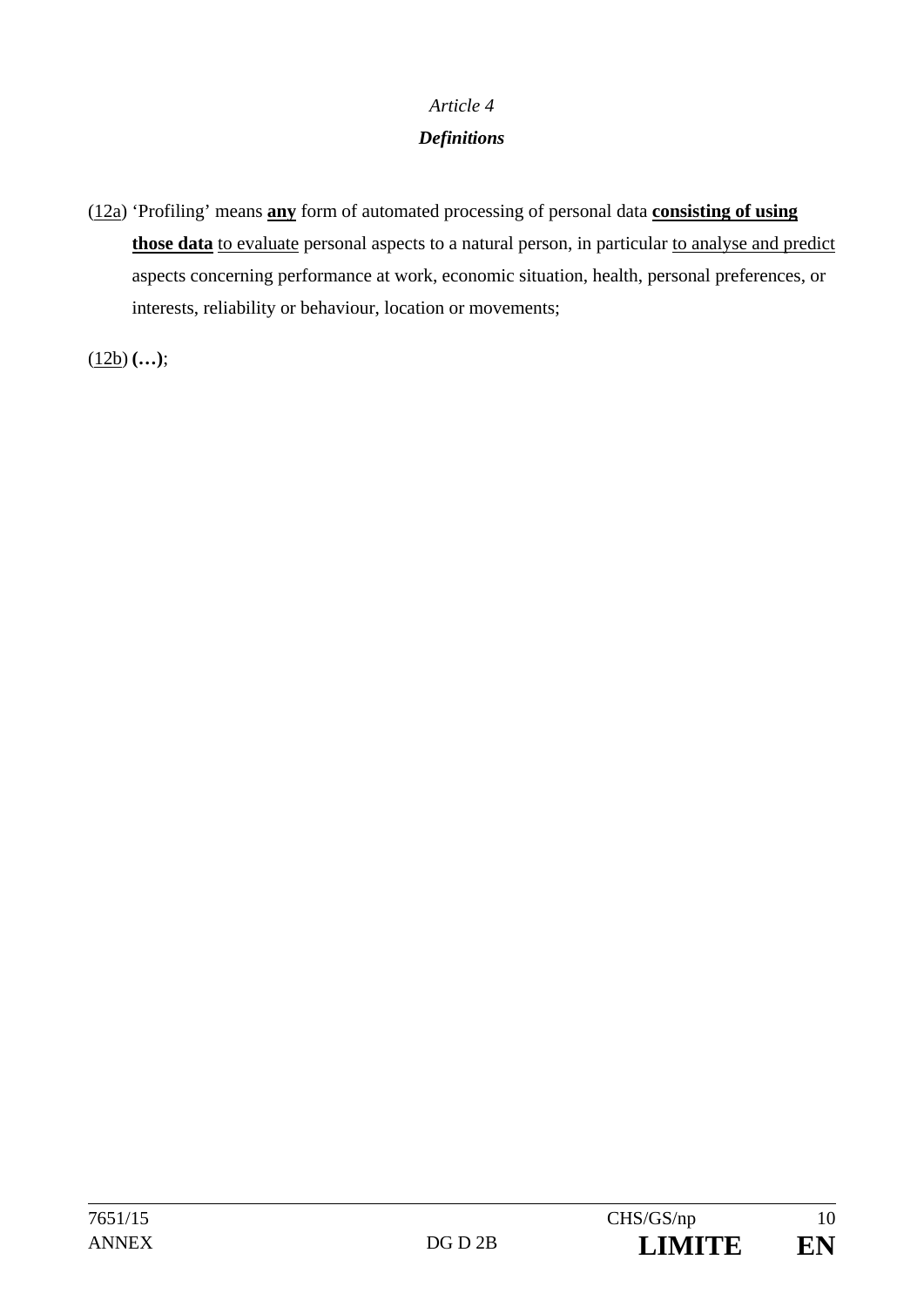*Article 4*

***Definitions***

(<u>12a</u>) 'Profiling' means <u>**any**</u> form of automated processing of personal data <u>**consisting of using those data**</u> <u>to evaluate</u> personal aspects to a natural person, in particular <u>to analyse and predict</u> aspects concerning performance at work, economic situation, health, personal preferences, or interests, reliability or behaviour, location or movements;

(<u>12b</u>) **(…)**;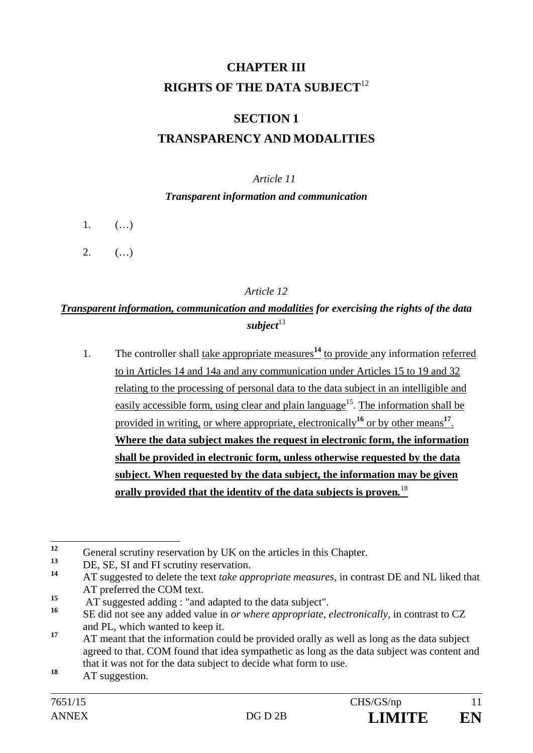# CHAPTER III
# RIGHTS OF THE DATA SUBJECT[12]

## SECTION 1
## TRANSPARENCY AND MODALITIES

*Article 11*

***Transparent information and communication***

1. (…)

2. (…)

*Article 12*

***<u>Transparent information, communication and modalities</u> for exercising the rights of the data subject***[13]

1. The controller shall <u>take appropriate measures</u>[14] <u>to provide</u> any information <u>referred to in Articles 14 and 14a and any communication under Articles 15 to 19 and 32 relating to the processing of personal data to the data subject in an intelligible and easily accessible form, using clear and plain language</u>[15]. <u>The information shall be provided in writing,</u> <u>or where appropriate, electronically</u>[16] <u>or by other means</u>[17]. **<u>Where the data subject makes the request in electronic form, the information shall be provided in electronic form, unless otherwise requested by the data subject. When requested by the data subject, the information may be given orally provided that the identity of the data subjects is proven.</u>**[18]

---

[12] General scrutiny reservation by UK on the articles in this Chapter.

[13] DE, SE, SI and FI scrutiny reservation.

[14] AT suggested to delete the text *take appropriate measures*, in contrast DE and NL liked that AT preferred the COM text.

[15] AT suggested adding : "and adapted to the data subject".

[16] SE did not see any added value in *or where appropriate, electronically*, in contrast to CZ and PL, which wanted to keep it.

[17] AT meant that the information could be provided orally as well as long as the data subject agreed to that. COM found that idea sympathetic as long as the data subject was content and that it was not for the data subject to decide what form to use.

[18] AT suggestion.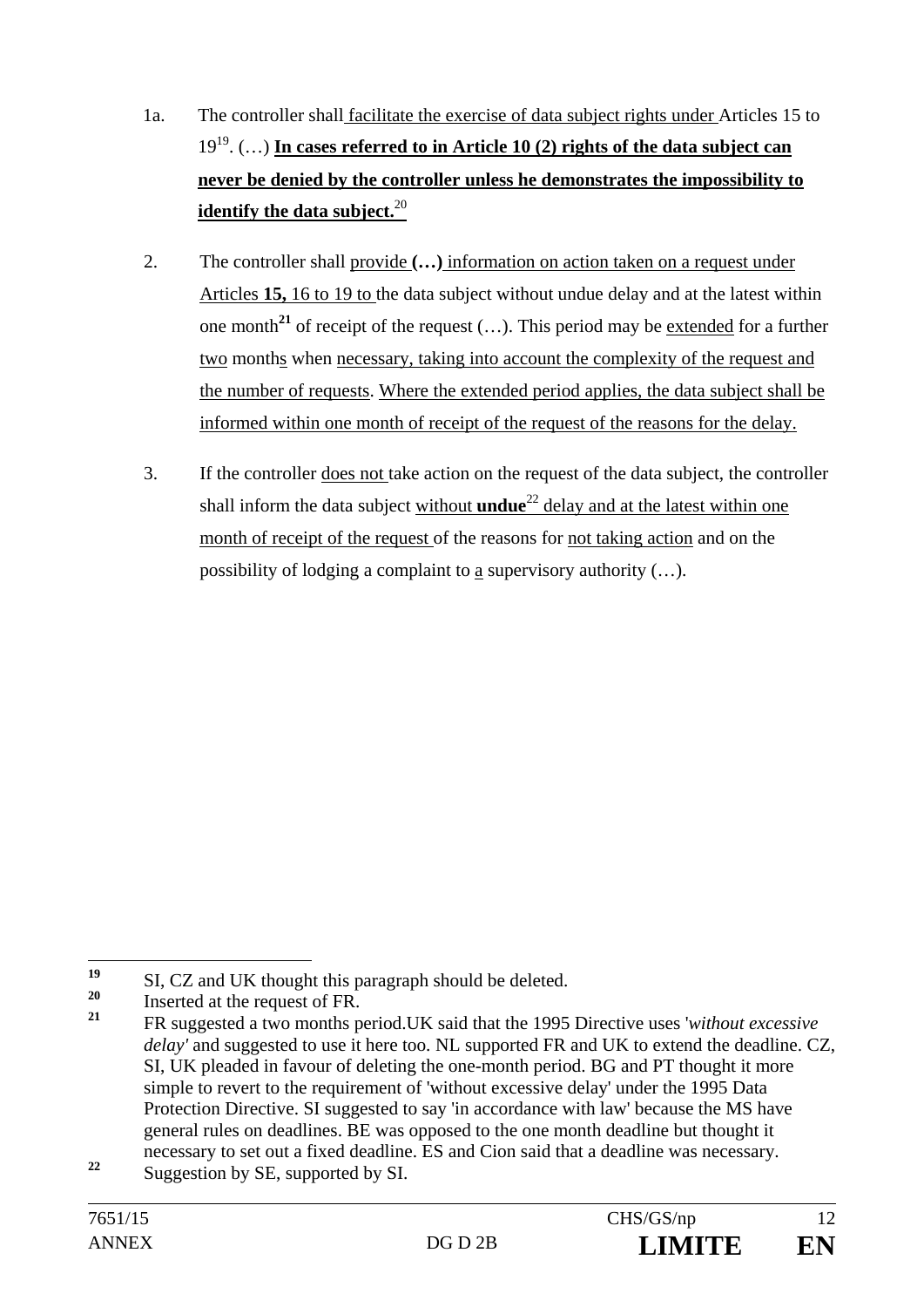1a. The controller shall facilitate the exercise of data subject rights under Articles 15 to 19[19]. (…) **In cases referred to in Article 10 (2) rights of the data subject can never be denied by the controller unless he demonstrates the impossibility to identify the data subject.**[20]

2. The controller shall provide **(…)** information on action taken on a request under Articles **15,** 16 to 19 to the data subject without undue delay and at the latest within one month[21] of receipt of the request (…). This period may be extended for a further two months when necessary, taking into account the complexity of the request and the number of requests. Where the extended period applies, the data subject shall be informed within one month of receipt of the request of the reasons for the delay.

3. If the controller does not take action on the request of the data subject, the controller shall inform the data subject without **undue**[22] delay and at the latest within one month of receipt of the request of the reasons for not taking action and on the possibility of lodging a complaint to a supervisory authority (…).

---

[19] SI, CZ and UK thought this paragraph should be deleted.

[20] Inserted at the request of FR.

[21] FR suggested a two months period.UK said that the 1995 Directive uses '*without excessive delay'* and suggested to use it here too. NL supported FR and UK to extend the deadline. CZ, SI, UK pleaded in favour of deleting the one-month period. BG and PT thought it more simple to revert to the requirement of 'without excessive delay' under the 1995 Data Protection Directive. SI suggested to say 'in accordance with law' because the MS have general rules on deadlines. BE was opposed to the one month deadline but thought it necessary to set out a fixed deadline. ES and Cion said that a deadline was necessary.

[22] Suggestion by SE, supported by SI.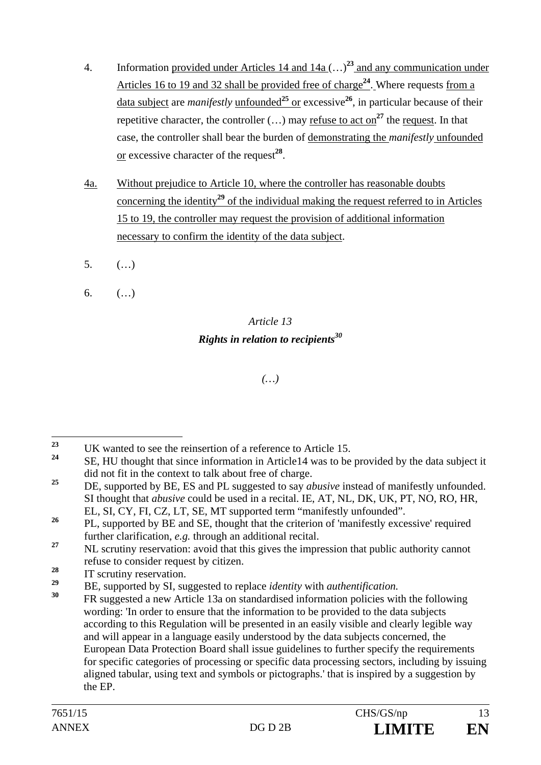4. Information provided under Articles 14 and 14a (…)[23] and any communication under Articles 16 to 19 and 32 shall be provided free of charge[24]. Where requests from a data subject are *manifestly* unfounded[25] or excessive[26], in particular because of their repetitive character, the controller (…) may refuse to act on[27] the request. In that case, the controller shall bear the burden of demonstrating the *manifestly* unfounded or excessive character of the request[28].

4a. Without prejudice to Article 10, where the controller has reasonable doubts concerning the identity[29] of the individual making the request referred to in Articles 15 to 19, the controller may request the provision of additional information necessary to confirm the identity of the data subject.

5. (…)

6. (…)

*Article 13*

***Rights in relation to recipients***[30]

*(…)*

---

[23] UK wanted to see the reinsertion of a reference to Article 15.

[24] SE, HU thought that since information in Article14 was to be provided by the data subject it did not fit in the context to talk about free of charge.

[25] DE, supported by BE, ES and PL suggested to say *abusive* instead of manifestly unfounded. SI thought that *abusive* could be used in a recital. IE, AT, NL, DK, UK, PT, NO, RO, HR, EL, SI, CY, FI, CZ, LT, SE, MT supported term "manifestly unfounded".

[26] PL, supported by BE and SE, thought that the criterion of 'manifestly excessive' required further clarification, *e.g.* through an additional recital.

[27] NL scrutiny reservation: avoid that this gives the impression that public authority cannot refuse to consider request by citizen.

[28] IT scrutiny reservation.

[29] BE, supported by SI, suggested to replace *identity* with *authentification.*

[30] FR suggested a new Article 13a on standardised information policies with the following wording: 'In order to ensure that the information to be provided to the data subjects according to this Regulation will be presented in an easily visible and clearly legible way and will appear in a language easily understood by the data subjects concerned, the European Data Protection Board shall issue guidelines to further specify the requirements for specific categories of processing or specific data processing sectors, including by issuing aligned tabular, using text and symbols or pictographs.' that is inspired by a suggestion by the EP.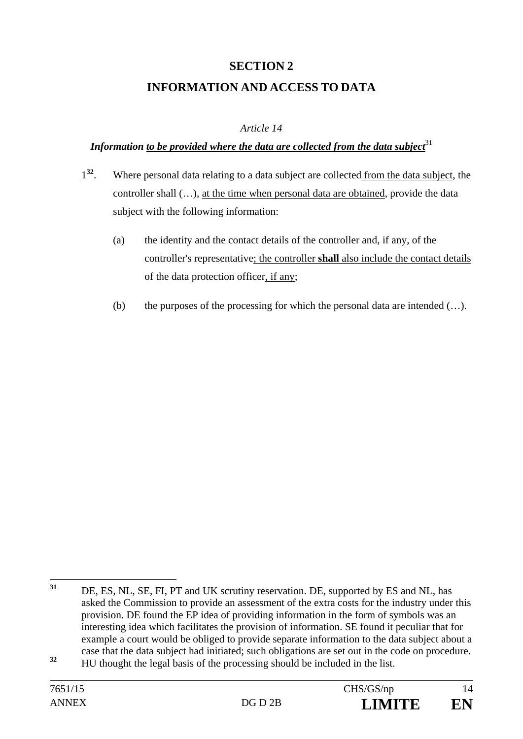# SECTION 2

# INFORMATION AND ACCESS TO DATA

*Article 14*

***Information to be provided where the data are collected from the data subject***[31]

1[32]. Where personal data relating to a data subject are collected from the data subject, the controller shall (…), at the time when personal data are obtained, provide the data subject with the following information:

(a) the identity and the contact details of the controller and, if any, of the controller's representative; the controller **shall** also include the contact details of the data protection officer, if any;

(b) the purposes of the processing for which the personal data are intended (…).

---

[31] DE, ES, NL, SE, FI, PT and UK scrutiny reservation. DE, supported by ES and NL, has asked the Commission to provide an assessment of the extra costs for the industry under this provision. DE found the EP idea of providing information in the form of symbols was an interesting idea which facilitates the provision of information. SE found it peculiar that for example a court would be obliged to provide separate information to the data subject about a case that the data subject had initiated; such obligations are set out in the code on procedure.

[32] HU thought the legal basis of the processing should be included in the list.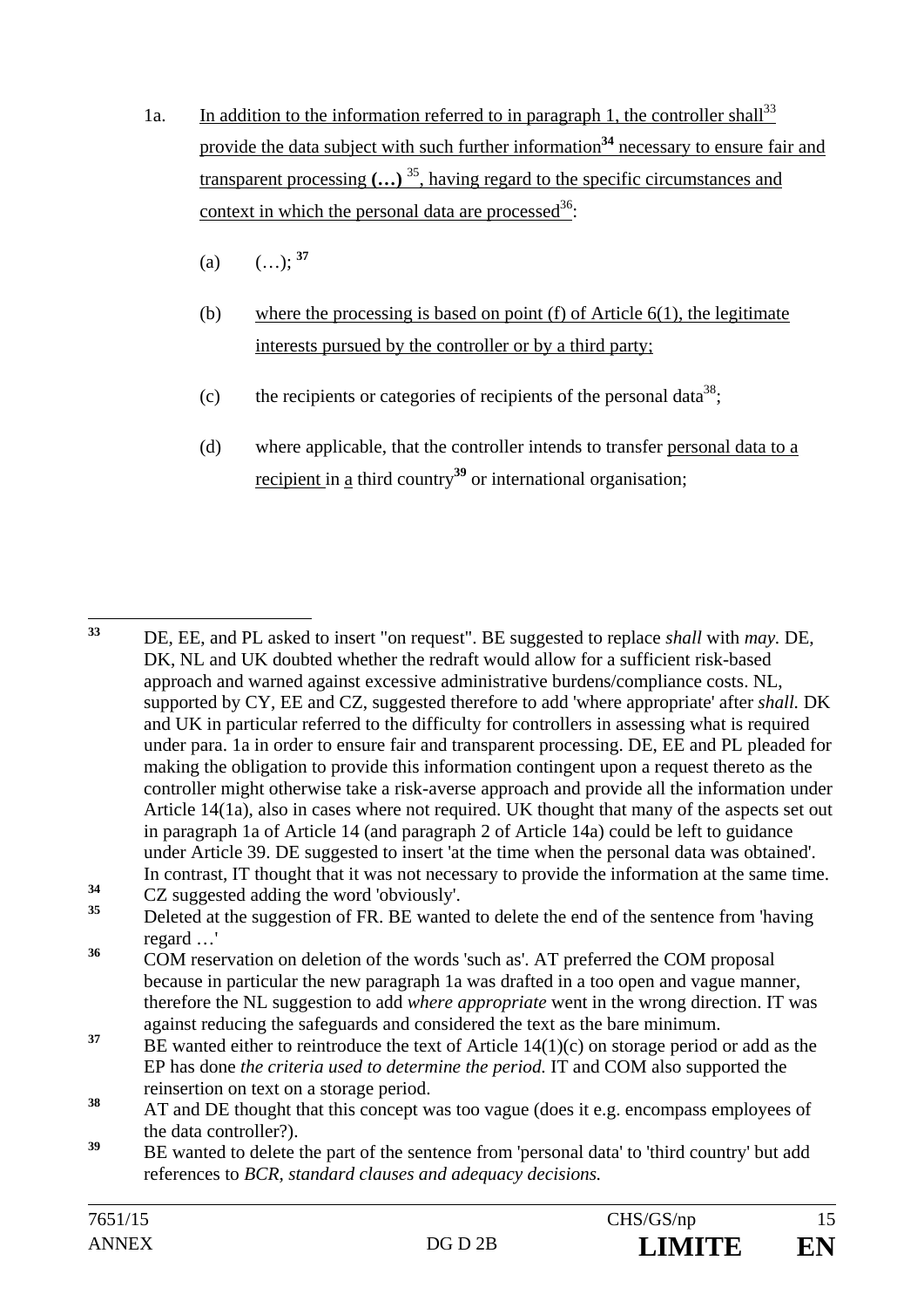1a. <u>In addition to the information referred to in paragraph 1, the controller shall</u>[33] <u>provide the data subject with such further information</u>**[34]** <u>necessary to ensure fair and transparent processing</u> **(…)** [35]<u>, having regard to the specific circumstances and context in which the personal data are processed</u>[36]:

(a) (…); **[37]**

(b) <u>where the processing is based on point (f) of Article 6(1), the legitimate interests pursued by the controller or by a third party;</u>

(c) the recipients or categories of recipients of the personal data[38];

(d) where applicable, that the controller intends to transfer <u>personal data to a recipient</u> in <u>a</u> third country**[39]** or international organisation;

---

**33** DE, EE, and PL asked to insert "on request". BE suggested to replace *shall* with *may*. DE, DK, NL and UK doubted whether the redraft would allow for a sufficient risk-based approach and warned against excessive administrative burdens/compliance costs. NL, supported by CY, EE and CZ, suggested therefore to add 'where appropriate' after *shall.* DK and UK in particular referred to the difficulty for controllers in assessing what is required under para. 1a in order to ensure fair and transparent processing. DE, EE and PL pleaded for making the obligation to provide this information contingent upon a request thereto as the controller might otherwise take a risk-averse approach and provide all the information under Article 14(1a), also in cases where not required. UK thought that many of the aspects set out in paragraph 1a of Article 14 (and paragraph 2 of Article 14a) could be left to guidance under Article 39. DE suggested to insert 'at the time when the personal data was obtained'. In contrast, IT thought that it was not necessary to provide the information at the same time.

**34** CZ suggested adding the word 'obviously'.

**35** Deleted at the suggestion of FR. BE wanted to delete the end of the sentence from 'having regard …'

**36** COM reservation on deletion of the words 'such as'. AT preferred the COM proposal because in particular the new paragraph 1a was drafted in a too open and vague manner, therefore the NL suggestion to add *where appropriate* went in the wrong direction. IT was against reducing the safeguards and considered the text as the bare minimum.

**37** BE wanted either to reintroduce the text of Article 14(1)(c) on storage period or add as the EP has done *the criteria used to determine the period.* IT and COM also supported the reinsertion on text on a storage period.

**38** AT and DE thought that this concept was too vague (does it e.g. encompass employees of the data controller?).

**39** BE wanted to delete the part of the sentence from 'personal data' to 'third country' but add references to *BCR, standard clauses and adequacy decisions.*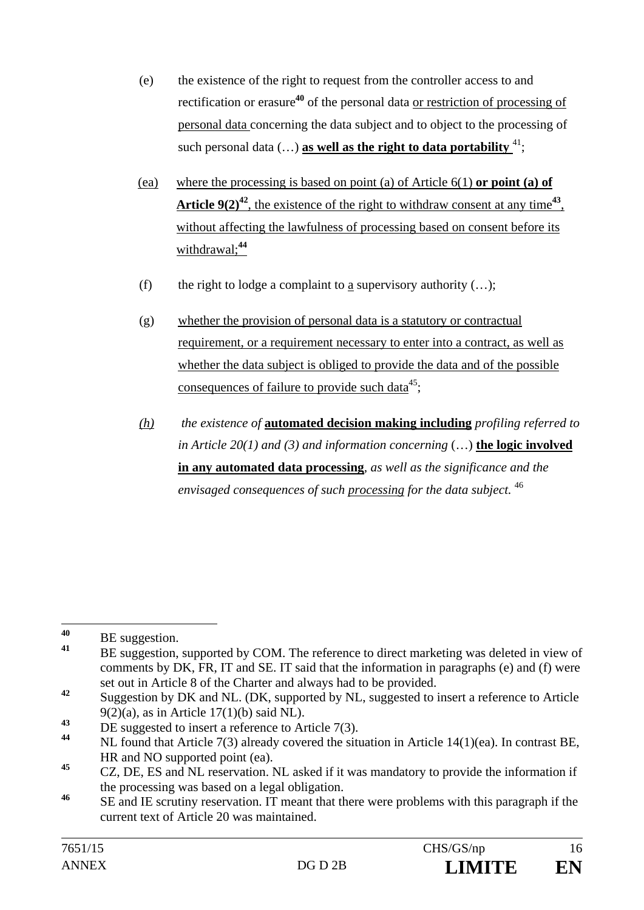(e) the existence of the right to request from the controller access to and rectification or erasure[40] of the personal data <u>or restriction of processing of personal data</u> concerning the data subject and to object to the processing of such personal data (…) **<u>as well as the right to data portability</u>** [41];

<u>(ea)</u> <u>where the processing is based on point (a) of Article 6(1)</u> **<u>or point (a) of Article 9(2)</u>**[42]<u>, the existence of the right to withdraw consent at any time</u>[43]<u>, without affecting the lawfulness of processing based on consent before its withdrawal;</u>[44]

(f) the right to lodge a complaint to <u>a</u> supervisory authority (…);

(g) <u>whether the provision of personal data is a statutory or contractual requirement, or a requirement necessary to enter into a contract, as well as whether the data subject is obliged to provide the data and of the possible consequences of failure to provide such data</u>[45];

*<u>(h)</u>* *the existence of* **<u>automated decision making including</u>** *profiling referred to in Article 20(1) and (3) and information concerning* (…) **<u>the logic involved in any automated data processing</u>**, *as well as the significance and the envisaged consequences of such <u>processing</u> for the data subject.* [46]

---

[40] BE suggestion.

[41] BE suggestion, supported by COM. The reference to direct marketing was deleted in view of comments by DK, FR, IT and SE. IT said that the information in paragraphs (e) and (f) were set out in Article 8 of the Charter and always had to be provided.

[42] Suggestion by DK and NL. (DK, supported by NL, suggested to insert a reference to Article 9(2)(a), as in Article 17(1)(b) said NL).

[43] DE suggested to insert a reference to Article 7(3).

[44] NL found that Article 7(3) already covered the situation in Article 14(1)(ea). In contrast BE, HR and NO supported point (ea).

[45] CZ, DE, ES and NL reservation. NL asked if it was mandatory to provide the information if the processing was based on a legal obligation.

[46] SE and IE scrutiny reservation. IT meant that there were problems with this paragraph if the current text of Article 20 was maintained.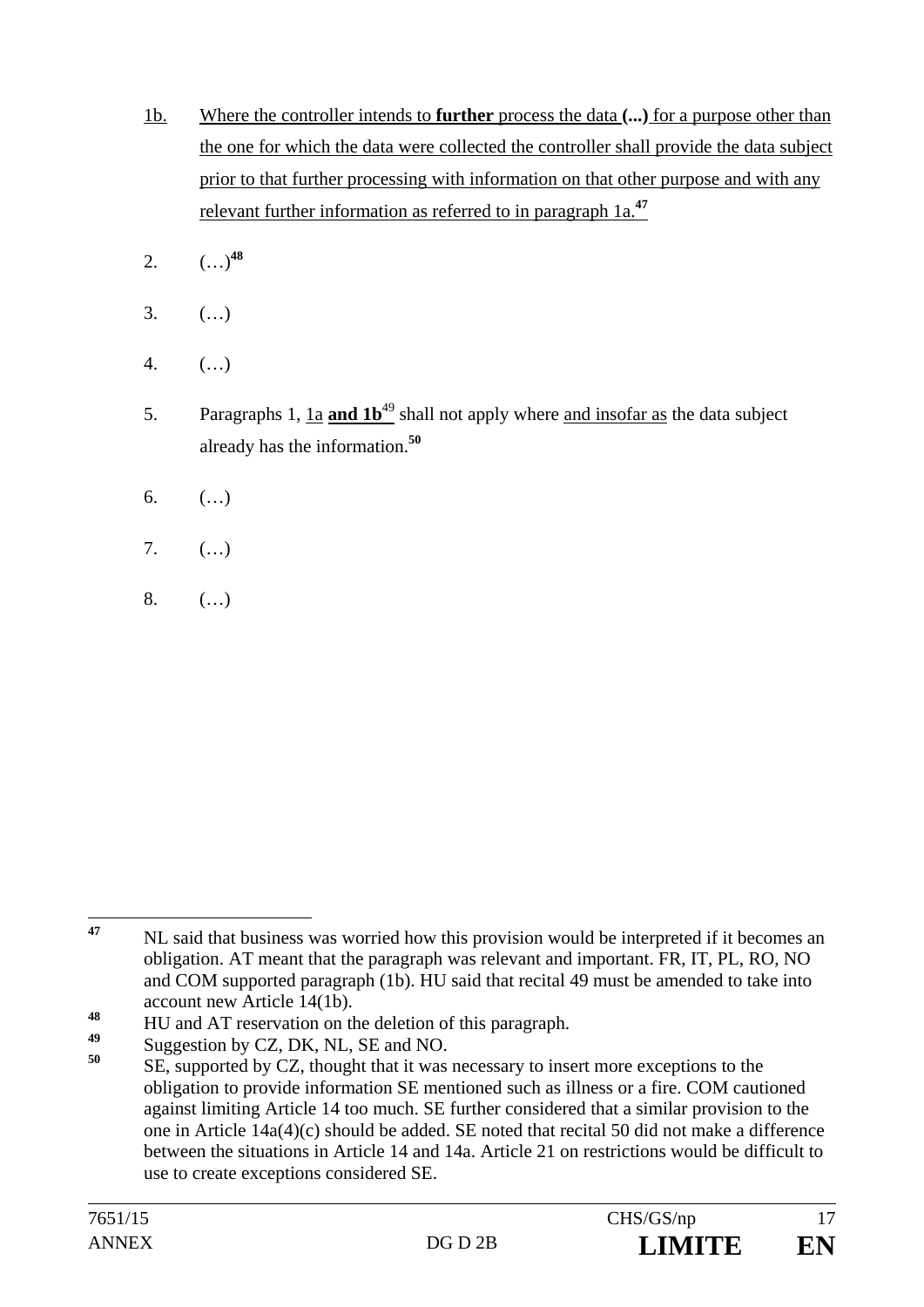1b. Where the controller intends to **further** process the data **(...)** for a purpose other than the one for which the data were collected the controller shall provide the data subject prior to that further processing with information on that other purpose and with any relevant further information as referred to in paragraph 1a.[47]

2. (…)[48]

3. (…)

4. (…)

5. Paragraphs 1, 1a **and 1b**[49] shall not apply where and insofar as the data subject already has the information.[50]

6. (…)

7. (…)

8. (…)

---

[47] NL said that business was worried how this provision would be interpreted if it becomes an obligation. AT meant that the paragraph was relevant and important. FR, IT, PL, RO, NO and COM supported paragraph (1b). HU said that recital 49 must be amended to take into account new Article 14(1b).

[48] HU and AT reservation on the deletion of this paragraph.

[49] Suggestion by CZ, DK, NL, SE and NO.

[50] SE, supported by CZ, thought that it was necessary to insert more exceptions to the obligation to provide information SE mentioned such as illness or a fire. COM cautioned against limiting Article 14 too much. SE further considered that a similar provision to the one in Article 14a(4)(c) should be added. SE noted that recital 50 did not make a difference between the situations in Article 14 and 14a. Article 21 on restrictions would be difficult to use to create exceptions considered SE.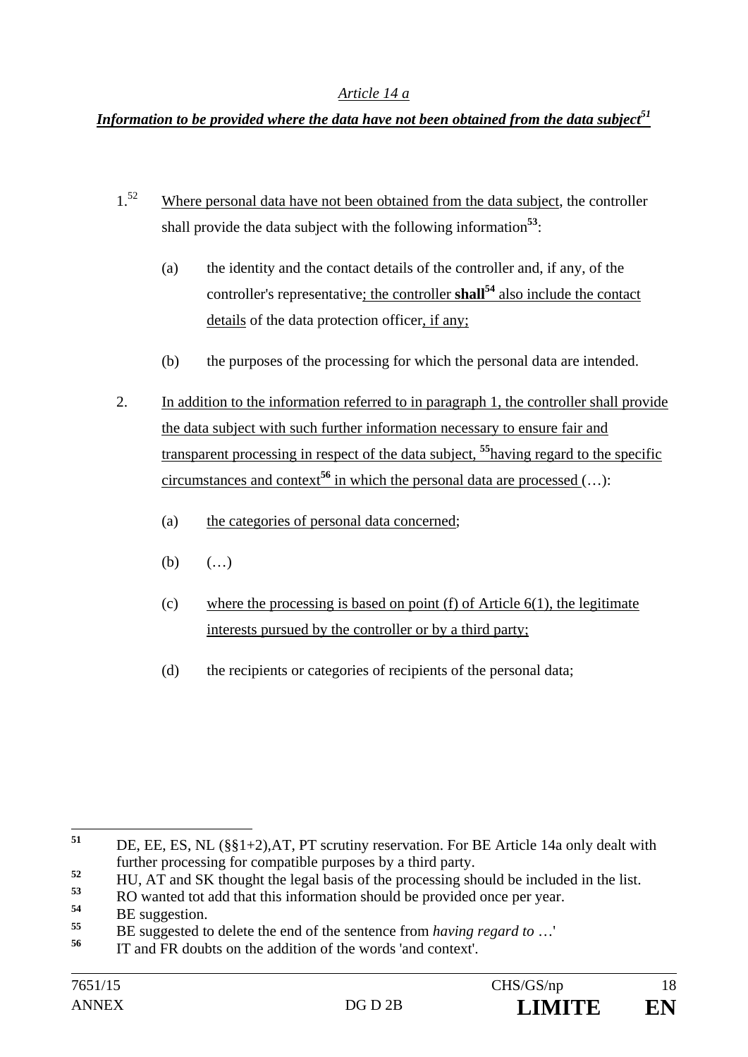*Article 14 a*

***Information to be provided where the data have not been obtained from the data subject*[51]**

1.[52] Where personal data have not been obtained from the data subject, the controller shall provide the data subject with the following information[53]:

(a) the identity and the contact details of the controller and, if any, of the controller's representative; the controller **shall**[54] also include the contact details of the data protection officer, if any;

(b) the purposes of the processing for which the personal data are intended.

2. In addition to the information referred to in paragraph 1, the controller shall provide the data subject with such further information necessary to ensure fair and transparent processing in respect of the data subject, [55]having regard to the specific circumstances and context[56] in which the personal data are processed (…):

(a) the categories of personal data concerned;

(b) (…)

(c) where the processing is based on point (f) of Article 6(1), the legitimate interests pursued by the controller or by a third party;

(d) the recipients or categories of recipients of the personal data;

---

[51] DE, EE, ES, NL (§§1+2),AT, PT scrutiny reservation. For BE Article 14a only dealt with further processing for compatible purposes by a third party.

[52] HU, AT and SK thought the legal basis of the processing should be included in the list.

[53] RO wanted tot add that this information should be provided once per year.

[54] BE suggestion.

[55] BE suggested to delete the end of the sentence from *having regard to …*'

[56] IT and FR doubts on the addition of the words 'and context'.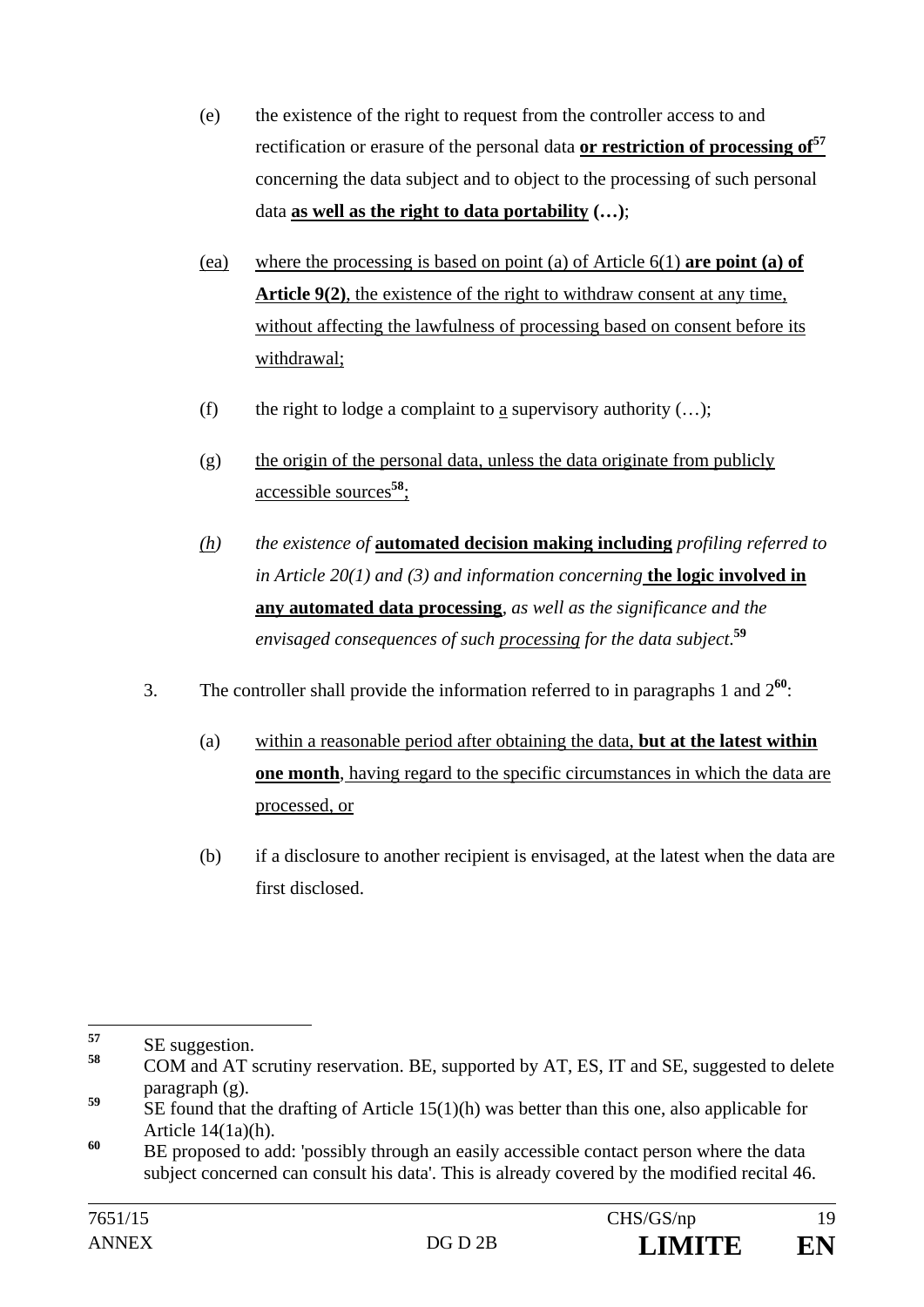(e) the existence of the right to request from the controller access to and rectification or erasure of the personal data **or restriction of processing of**[57] concerning the data subject and to object to the processing of such personal data **as well as the right to data portability (…)**;

(ea) where the processing is based on point (a) of Article 6(1) **are point (a) of Article 9(2)**, the existence of the right to withdraw consent at any time, without affecting the lawfulness of processing based on consent before its withdrawal;

(f) the right to lodge a complaint to a supervisory authority (…);

(g) the origin of the personal data, unless the data originate from publicly accessible sources[58];

*(h) the existence of* **automated decision making including** *profiling referred to in Article 20(1) and (3) and information concerning* **the logic involved in any automated data processing**, *as well as the significance and the envisaged consequences of such processing for the data subject.*[59]

3. The controller shall provide the information referred to in paragraphs 1 and 2[60]:

(a) within a reasonable period after obtaining the data, **but at the latest within one month**, having regard to the specific circumstances in which the data are processed, or

(b) if a disclosure to another recipient is envisaged, at the latest when the data are first disclosed.

---

[57] SE suggestion.

[58] COM and AT scrutiny reservation. BE, supported by AT, ES, IT and SE, suggested to delete paragraph (g).

[59] SE found that the drafting of Article 15(1)(h) was better than this one, also applicable for Article 14(1a)(h).

[60] BE proposed to add: 'possibly through an easily accessible contact person where the data subject concerned can consult his data'. This is already covered by the modified recital 46.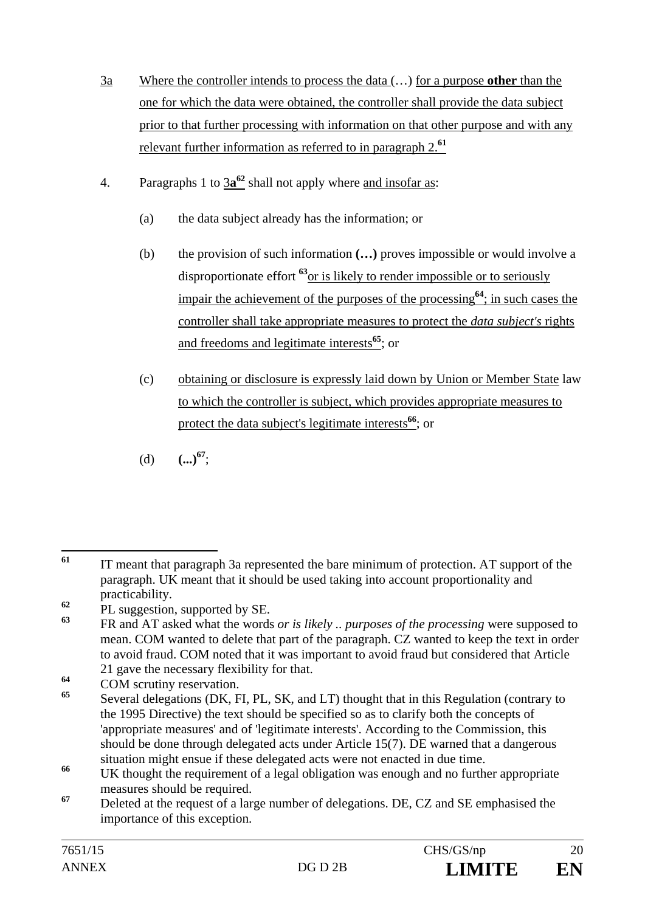3a Where the controller intends to process the data (…) for a purpose **other** than the one for which the data were obtained, the controller shall provide the data subject prior to that further processing with information on that other purpose and with any relevant further information as referred to in paragraph 2.[61]

4. Paragraphs 1 to 3**a**[62] shall not apply where and insofar as:

(a) the data subject already has the information; or

(b) the provision of such information **(…)** proves impossible or would involve a disproportionate effort [63]or is likely to render impossible or to seriously impair the achievement of the purposes of the processing[64]; in such cases the controller shall take appropriate measures to protect the *data subject's* rights and freedoms and legitimate interests[65]; or

(c) obtaining or disclosure is expressly laid down by Union or Member State law to which the controller is subject, which provides appropriate measures to protect the data subject's legitimate interests[66]; or

(d) **(...)**[67];

---

[61] IT meant that paragraph 3a represented the bare minimum of protection. AT support of the paragraph. UK meant that it should be used taking into account proportionality and practicability.

[62] PL suggestion, supported by SE.

[63] FR and AT asked what the words *or is likely .. purposes of the processing* were supposed to mean. COM wanted to delete that part of the paragraph. CZ wanted to keep the text in order to avoid fraud. COM noted that it was important to avoid fraud but considered that Article 21 gave the necessary flexibility for that.

[64] COM scrutiny reservation.

[65] Several delegations (DK, FI, PL, SK, and LT) thought that in this Regulation (contrary to the 1995 Directive) the text should be specified so as to clarify both the concepts of 'appropriate measures' and of 'legitimate interests'. According to the Commission, this should be done through delegated acts under Article 15(7). DE warned that a dangerous situation might ensue if these delegated acts were not enacted in due time.

[66] UK thought the requirement of a legal obligation was enough and no further appropriate measures should be required.

[67] Deleted at the request of a large number of delegations. DE, CZ and SE emphasised the importance of this exception.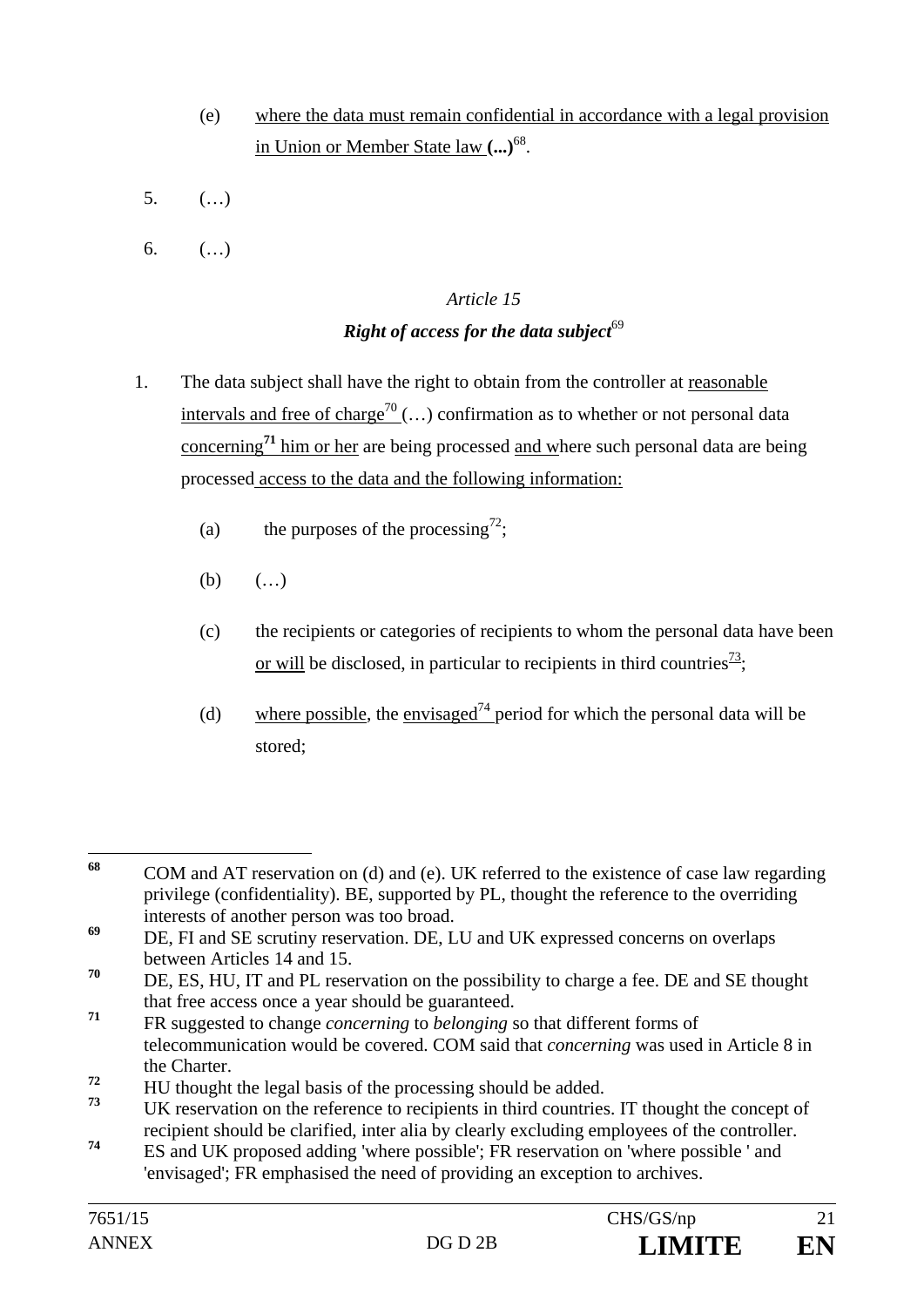(e) where the data must remain confidential in accordance with a legal provision in Union or Member State law **(...)**[68].

5. (…)

6. (…)

*Article 15*

***Right of access for the data subject***[69]

1. The data subject shall have the right to obtain from the controller at reasonable intervals and free of charge[70] (…) confirmation as to whether or not personal data concerning**[71]** him or her are being processed and where such personal data are being processed access to the data and the following information:

   (a) the purposes of the processing[72];

   (b) (…)

   (c) the recipients or categories of recipients to whom the personal data have been or will be disclosed, in particular to recipients in third countries[73];

   (d) where possible, the envisaged[74] period for which the personal data will be stored;

---

**68** COM and AT reservation on (d) and (e). UK referred to the existence of case law regarding privilege (confidentiality). BE, supported by PL, thought the reference to the overriding interests of another person was too broad.

**69** DE, FI and SE scrutiny reservation. DE, LU and UK expressed concerns on overlaps between Articles 14 and 15.

**70** DE, ES, HU, IT and PL reservation on the possibility to charge a fee. DE and SE thought that free access once a year should be guaranteed.

**71** FR suggested to change *concerning* to *belonging* so that different forms of telecommunication would be covered. COM said that *concerning* was used in Article 8 in the Charter.

**72** HU thought the legal basis of the processing should be added.

**73** UK reservation on the reference to recipients in third countries. IT thought the concept of recipient should be clarified, inter alia by clearly excluding employees of the controller.

**74** ES and UK proposed adding 'where possible'; FR reservation on 'where possible ' and 'envisaged'; FR emphasised the need of providing an exception to archives.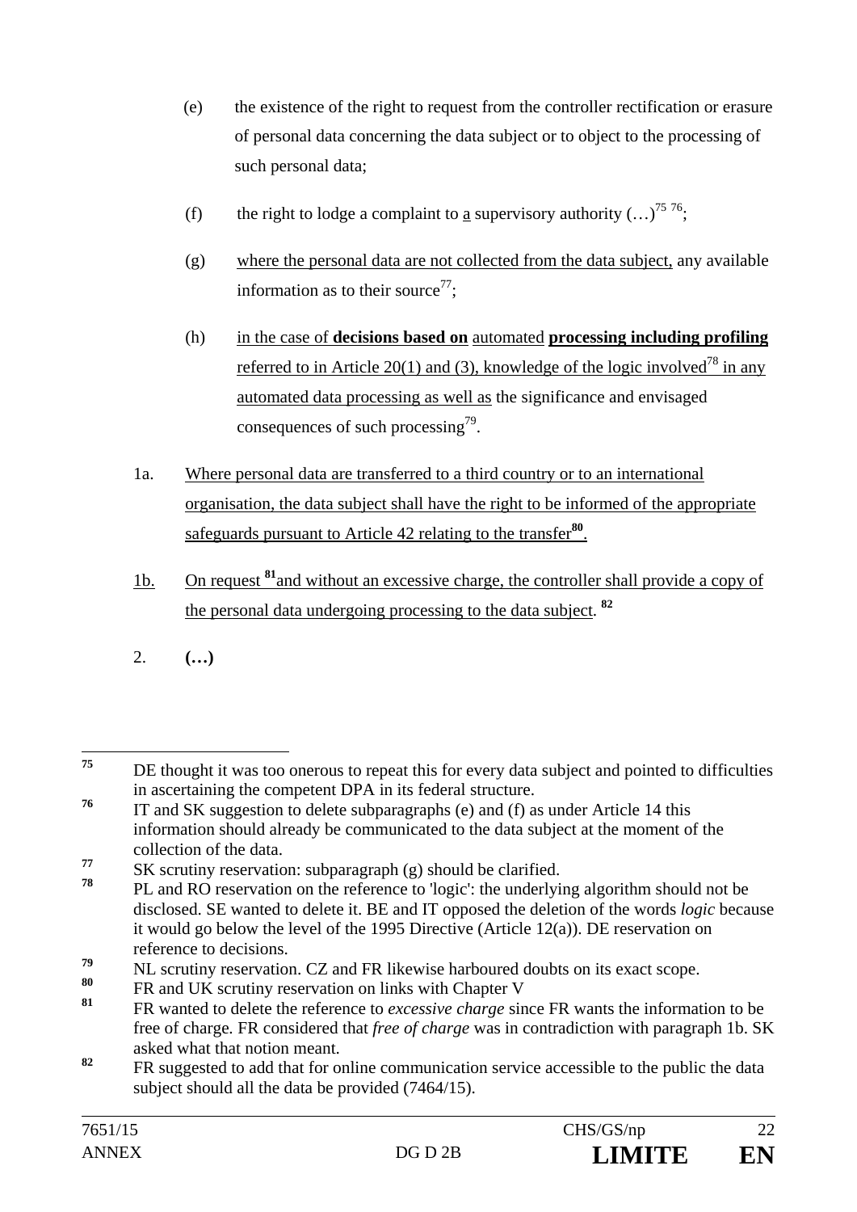(e) the existence of the right to request from the controller rectification or erasure of personal data concerning the data subject or to object to the processing of such personal data;

(f) the right to lodge a complaint to a supervisory authority (…)[75] [76];

(g) where the personal data are not collected from the data subject, any available information as to their source[77];

(h) in the case of **decisions based on** automated **processing including profiling** referred to in Article 20(1) and (3), knowledge of the logic involved[78] in any automated data processing as well as the significance and envisaged consequences of such processing[79].

1a. Where personal data are transferred to a third country or to an international organisation, the data subject shall have the right to be informed of the appropriate safeguards pursuant to Article 42 relating to the transfer[80].

1b. On request [81] and without an excessive charge, the controller shall provide a copy of the personal data undergoing processing to the data subject. [82]

2. **(…)**

---

[75] DE thought it was too onerous to repeat this for every data subject and pointed to difficulties in ascertaining the competent DPA in its federal structure.

[76] IT and SK suggestion to delete subparagraphs (e) and (f) as under Article 14 this information should already be communicated to the data subject at the moment of the collection of the data.

[77] SK scrutiny reservation: subparagraph (g) should be clarified.

[78] PL and RO reservation on the reference to 'logic': the underlying algorithm should not be disclosed. SE wanted to delete it. BE and IT opposed the deletion of the words *logic* because it would go below the level of the 1995 Directive (Article 12(a)). DE reservation on reference to decisions.

[79] NL scrutiny reservation. CZ and FR likewise harboured doubts on its exact scope.

[80] FR and UK scrutiny reservation on links with Chapter V

[81] FR wanted to delete the reference to *excessive charge* since FR wants the information to be free of charge. FR considered that *free of charge* was in contradiction with paragraph 1b. SK asked what that notion meant.

[82] FR suggested to add that for online communication service accessible to the public the data subject should all the data be provided (7464/15).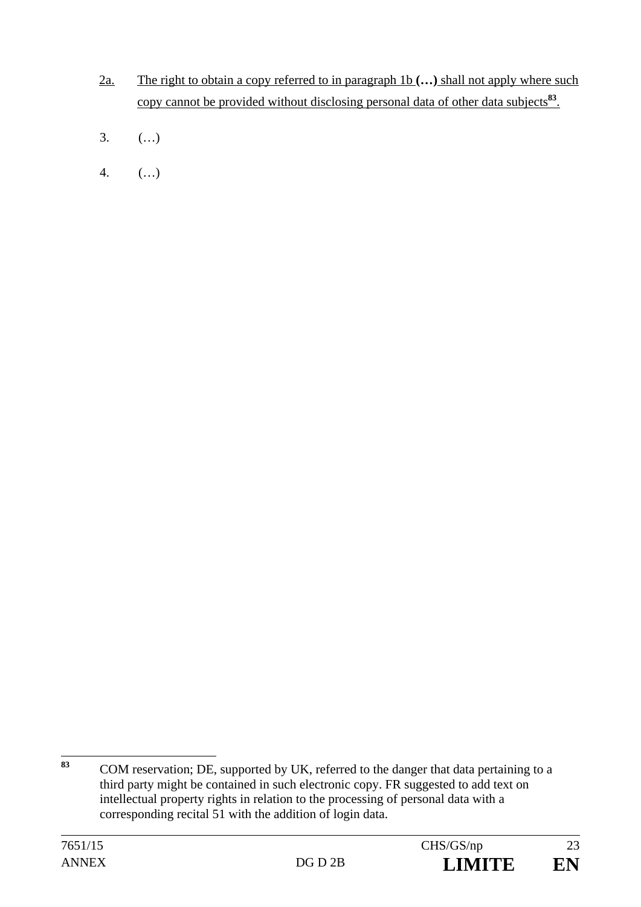2a. The right to obtain a copy referred to in paragraph 1b **(…)** shall not apply where such copy cannot be provided without disclosing personal data of other data subjects[83].

3. (…)

4. (…)

---

[83] COM reservation; DE, supported by UK, referred to the danger that data pertaining to a third party might be contained in such electronic copy. FR suggested to add text on intellectual property rights in relation to the processing of personal data with a corresponding recital 51 with the addition of login data.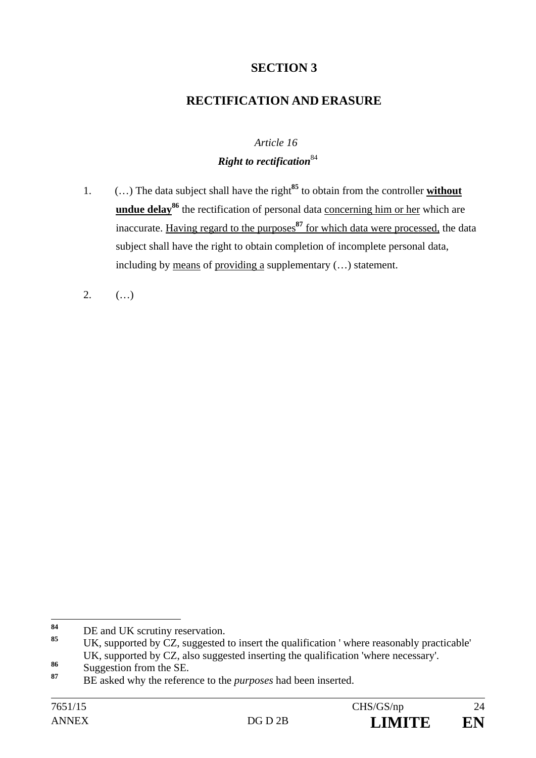## SECTION 3

## RECTIFICATION AND ERASURE

*Article 16*

***Right to rectification***[84]

1. (…) The data subject shall have the right[85] to obtain from the controller **without undue delay**[86] the rectification of personal data concerning him or her which are inaccurate. Having regard to the purposes[87] for which data were processed, the data subject shall have the right to obtain completion of incomplete personal data, including by means of providing a supplementary (…) statement.

2. (…)

---

[84] DE and UK scrutiny reservation.

[85] UK, supported by CZ, suggested to insert the qualification ' where reasonably practicable' UK, supported by CZ, also suggested inserting the qualification 'where necessary'.

[86] Suggestion from the SE.

[87] BE asked why the reference to the *purposes* had been inserted.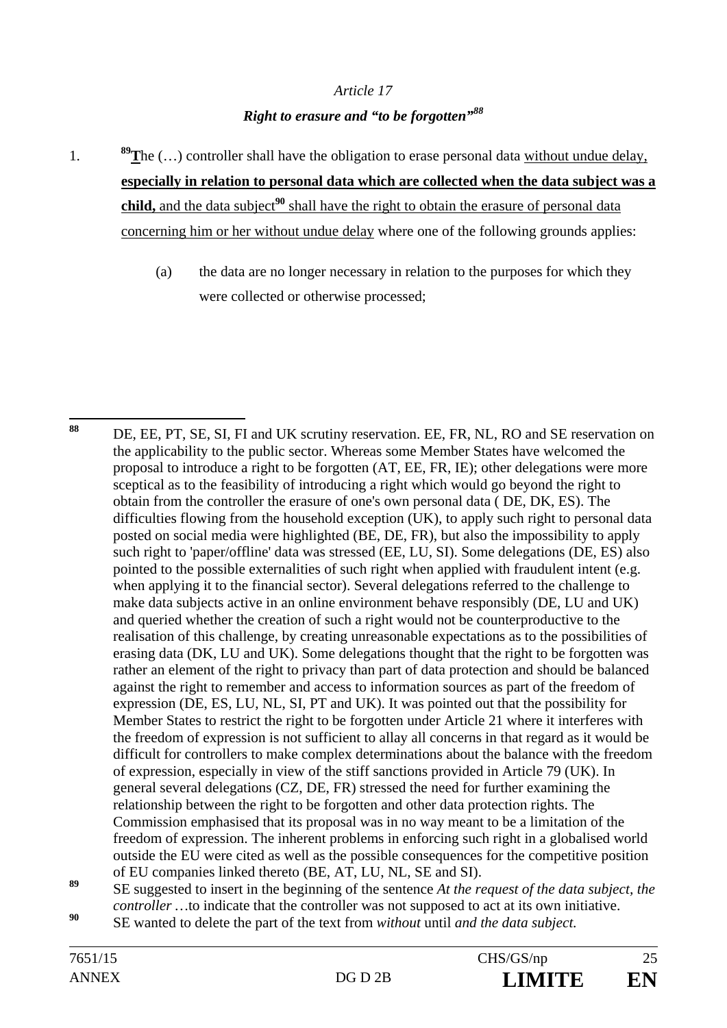*Article 17*

***Right to erasure and "to be forgotten"*[88]**

1. [89]**T**he (…) controller shall have the obligation to erase personal data without undue delay, **especially in relation to personal data which are collected when the data subject was a child,** and the data subject[90] shall have the right to obtain the erasure of personal data concerning him or her without undue delay where one of the following grounds applies:

   (a) the data are no longer necessary in relation to the purposes for which they were collected or otherwise processed;

---

[88] DE, EE, PT, SE, SI, FI and UK scrutiny reservation. EE, FR, NL, RO and SE reservation on the applicability to the public sector. Whereas some Member States have welcomed the proposal to introduce a right to be forgotten (AT, EE, FR, IE); other delegations were more sceptical as to the feasibility of introducing a right which would go beyond the right to obtain from the controller the erasure of one's own personal data ( DE, DK, ES). The difficulties flowing from the household exception (UK), to apply such right to personal data posted on social media were highlighted (BE, DE, FR), but also the impossibility to apply such right to 'paper/offline' data was stressed (EE, LU, SI). Some delegations (DE, ES) also pointed to the possible externalities of such right when applied with fraudulent intent (e.g. when applying it to the financial sector). Several delegations referred to the challenge to make data subjects active in an online environment behave responsibly (DE, LU and UK) and queried whether the creation of such a right would not be counterproductive to the realisation of this challenge, by creating unreasonable expectations as to the possibilities of erasing data (DK, LU and UK). Some delegations thought that the right to be forgotten was rather an element of the right to privacy than part of data protection and should be balanced against the right to remember and access to information sources as part of the freedom of expression (DE, ES, LU, NL, SI, PT and UK). It was pointed out that the possibility for Member States to restrict the right to be forgotten under Article 21 where it interferes with the freedom of expression is not sufficient to allay all concerns in that regard as it would be difficult for controllers to make complex determinations about the balance with the freedom of expression, especially in view of the stiff sanctions provided in Article 79 (UK). In general several delegations (CZ, DE, FR) stressed the need for further examining the relationship between the right to be forgotten and other data protection rights. The Commission emphasised that its proposal was in no way meant to be a limitation of the freedom of expression. The inherent problems in enforcing such right in a globalised world outside the EU were cited as well as the possible consequences for the competitive position of EU companies linked thereto (BE, AT, LU, NL, SE and SI).

[89] SE suggested to insert in the beginning of the sentence *At the request of the data subject, the controller …*to indicate that the controller was not supposed to act at its own initiative.

[90] SE wanted to delete the part of the text from *without* until *and the data subject.*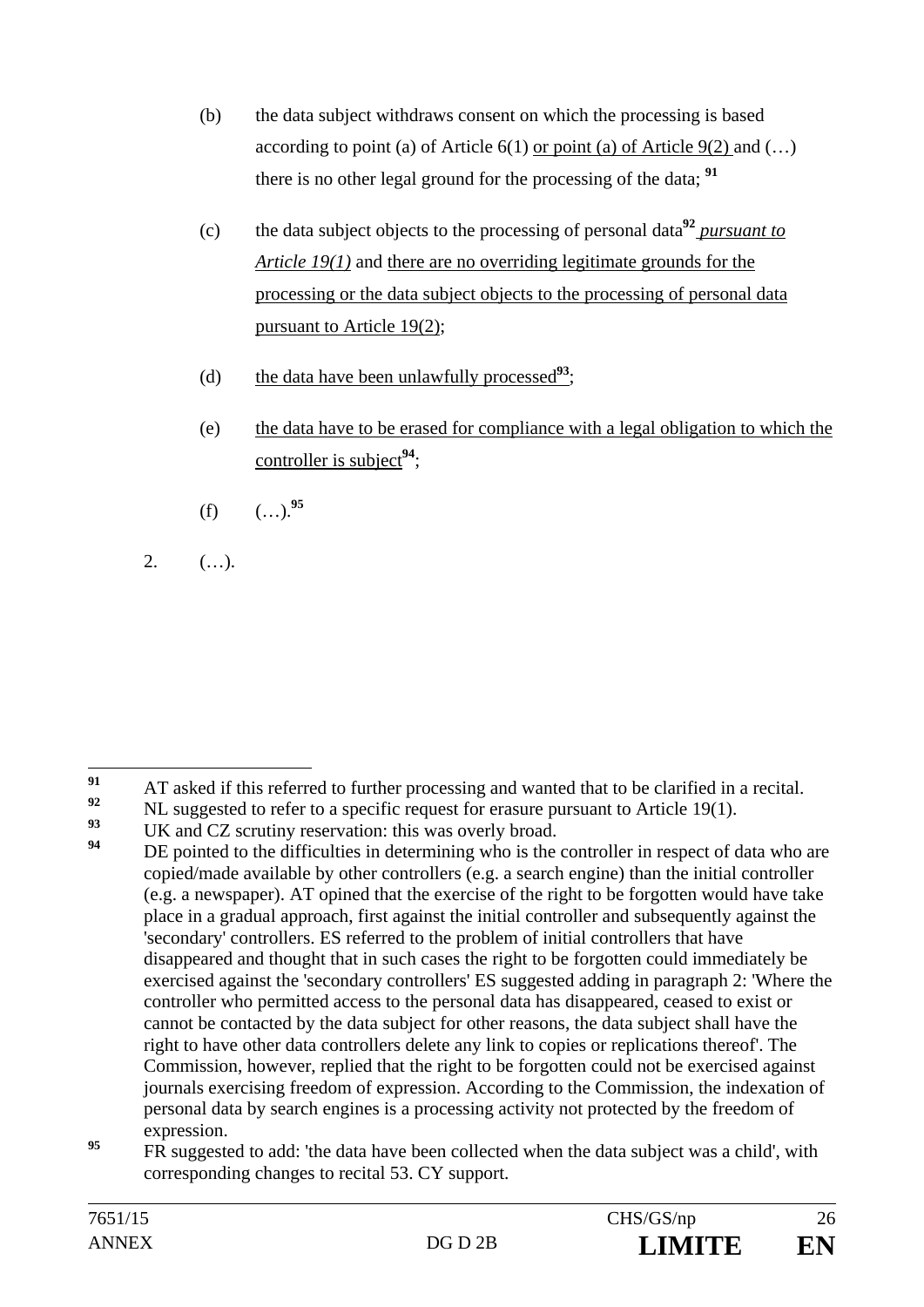(b) the data subject withdraws consent on which the processing is based according to point (a) of Article 6(1) or point (a) of Article 9(2) and (…) there is no other legal ground for the processing of the data; [91]

(c) the data subject objects to the processing of personal data[92] *pursuant to Article 19(1)* and there are no overriding legitimate grounds for the processing or the data subject objects to the processing of personal data pursuant to Article 19(2);

(d) the data have been unlawfully processed[93];

(e) the data have to be erased for compliance with a legal obligation to which the controller is subject[94];

(f) (…).[95]

2. (…).

---

[91] AT asked if this referred to further processing and wanted that to be clarified in a recital.

[92] NL suggested to refer to a specific request for erasure pursuant to Article 19(1).

[93] UK and CZ scrutiny reservation: this was overly broad.

[94] DE pointed to the difficulties in determining who is the controller in respect of data who are copied/made available by other controllers (e.g. a search engine) than the initial controller (e.g. a newspaper). AT opined that the exercise of the right to be forgotten would have take place in a gradual approach, first against the initial controller and subsequently against the 'secondary' controllers. ES referred to the problem of initial controllers that have disappeared and thought that in such cases the right to be forgotten could immediately be exercised against the 'secondary controllers' ES suggested adding in paragraph 2: 'Where the controller who permitted access to the personal data has disappeared, ceased to exist or cannot be contacted by the data subject for other reasons, the data subject shall have the right to have other data controllers delete any link to copies or replications thereof'. The Commission, however, replied that the right to be forgotten could not be exercised against journals exercising freedom of expression. According to the Commission, the indexation of personal data by search engines is a processing activity not protected by the freedom of expression.

[95] FR suggested to add: 'the data have been collected when the data subject was a child', with corresponding changes to recital 53. CY support.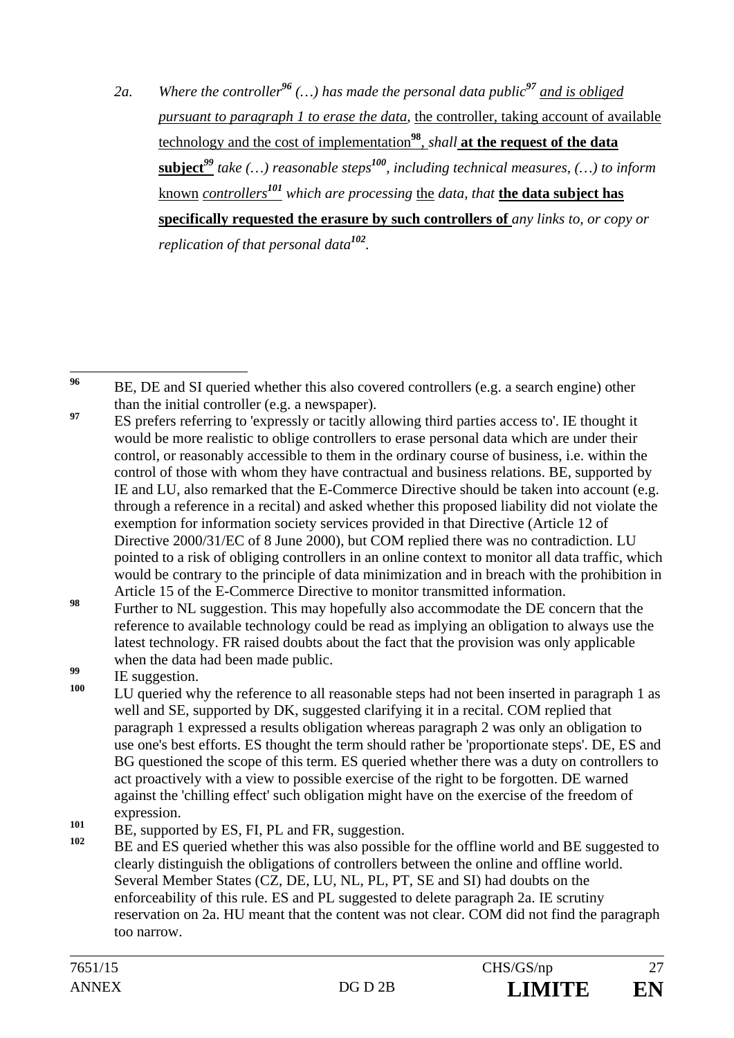2a. *Where the controller*[96] *(…) has made the personal data public*[97] *<u>and is obliged pursuant to paragraph 1 to erase the data,</u>* <u>the controller, taking account of available technology and the cost of implementation</u>[98], *shall* **<u>at the request of the data subject</u>**[99] *take (…) reasonable steps*[100]*, including technical measures, (…) to inform* <u>known</u> *<u>controllers</u>*[101] *which are processing* <u>the</u> *data, that* **<u>the data subject has specifically requested the erasure by such controllers of</u>** *any links to, or copy or replication of that personal data*[102]*.*

---

[96] BE, DE and SI queried whether this also covered controllers (e.g. a search engine) other than the initial controller (e.g. a newspaper).

[97] ES prefers referring to 'expressly or tacitly allowing third parties access to'. IE thought it would be more realistic to oblige controllers to erase personal data which are under their control, or reasonably accessible to them in the ordinary course of business, i.e. within the control of those with whom they have contractual and business relations. BE, supported by IE and LU, also remarked that the E-Commerce Directive should be taken into account (e.g. through a reference in a recital) and asked whether this proposed liability did not violate the exemption for information society services provided in that Directive (Article 12 of Directive 2000/31/EC of 8 June 2000), but COM replied there was no contradiction. LU pointed to a risk of obliging controllers in an online context to monitor all data traffic, which would be contrary to the principle of data minimization and in breach with the prohibition in Article 15 of the E-Commerce Directive to monitor transmitted information.

[98] Further to NL suggestion. This may hopefully also accommodate the DE concern that the reference to available technology could be read as implying an obligation to always use the latest technology. FR raised doubts about the fact that the provision was only applicable when the data had been made public.

[99] IE suggestion.

[100] LU queried why the reference to all reasonable steps had not been inserted in paragraph 1 as well and SE, supported by DK, suggested clarifying it in a recital. COM replied that paragraph 1 expressed a results obligation whereas paragraph 2 was only an obligation to use one's best efforts. ES thought the term should rather be 'proportionate steps'. DE, ES and BG questioned the scope of this term. ES queried whether there was a duty on controllers to act proactively with a view to possible exercise of the right to be forgotten. DE warned against the 'chilling effect' such obligation might have on the exercise of the freedom of expression.

[101] BE, supported by ES, FI, PL and FR, suggestion.

[102] BE and ES queried whether this was also possible for the offline world and BE suggested to clearly distinguish the obligations of controllers between the online and offline world. Several Member States (CZ, DE, LU, NL, PL, PT, SE and SI) had doubts on the enforceability of this rule. ES and PL suggested to delete paragraph 2a. IE scrutiny reservation on 2a. HU meant that the content was not clear. COM did not find the paragraph too narrow.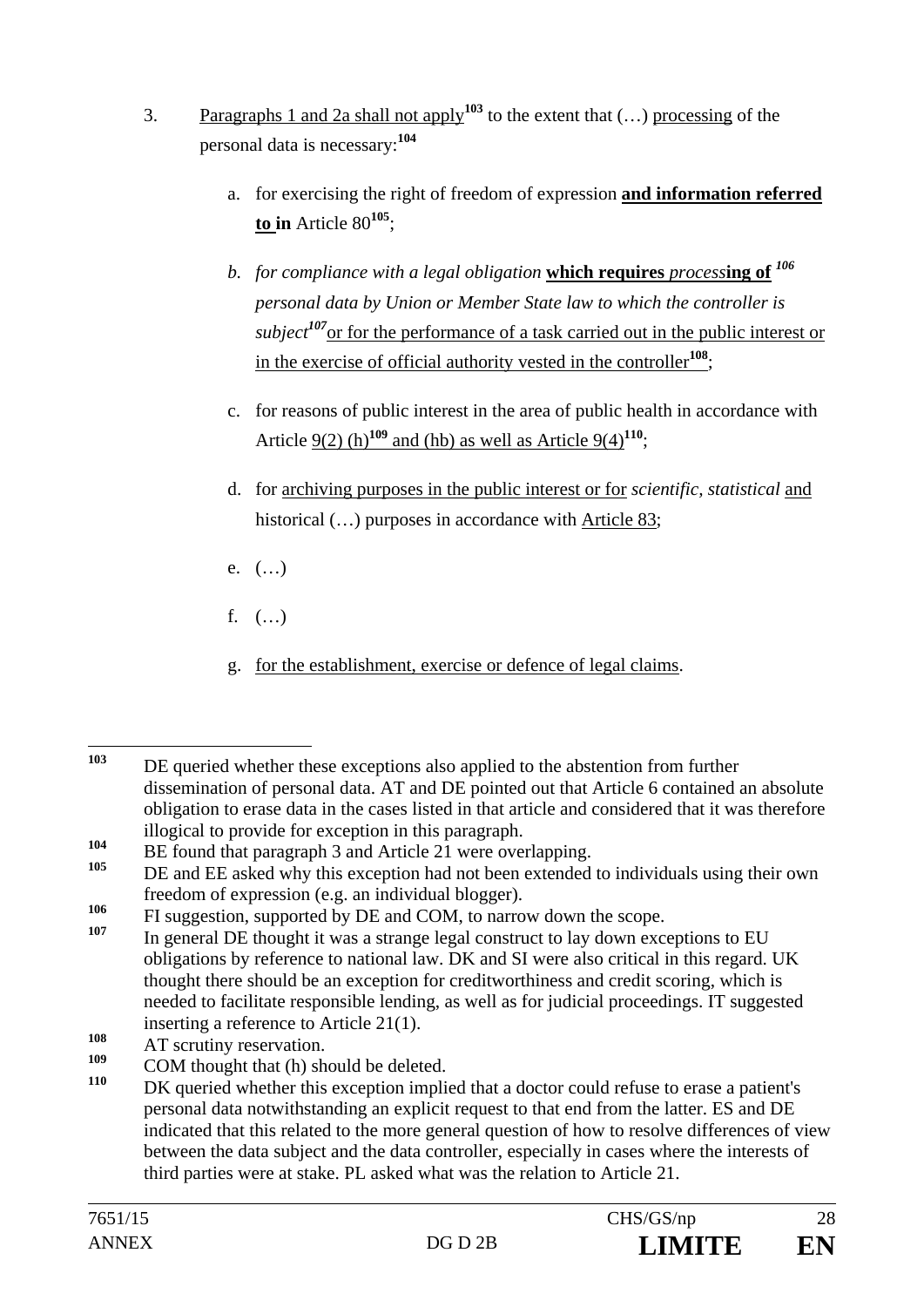3. Paragraphs 1 and 2a shall not apply[103] to the extent that (…) processing of the personal data is necessary:[104]

   a. for exercising the right of freedom of expression **and information referred to in** Article 80[105];

   b. *for compliance with a legal obligation* **which requires** ***process*****ing of** [106] *personal data by Union or Member State law to which the controller is subject*[107] or for the performance of a task carried out in the public interest or in the exercise of official authority vested in the controller[108];

   c. for reasons of public interest in the area of public health in accordance with Article 9(2) (h)[109] and (hb) as well as Article 9(4)[110];

   d. for archiving purposes in the public interest or for *scientific, statistical* and historical (…) purposes in accordance with Article 83;

   e. (…)

   f. (…)

   g. for the establishment, exercise or defence of legal claims.

---

[103] DE queried whether these exceptions also applied to the abstention from further dissemination of personal data. AT and DE pointed out that Article 6 contained an absolute obligation to erase data in the cases listed in that article and considered that it was therefore illogical to provide for exception in this paragraph.

[104] BE found that paragraph 3 and Article 21 were overlapping.

[105] DE and EE asked why this exception had not been extended to individuals using their own freedom of expression (e.g. an individual blogger).

[106] FI suggestion, supported by DE and COM, to narrow down the scope.

[107] In general DE thought it was a strange legal construct to lay down exceptions to EU obligations by reference to national law. DK and SI were also critical in this regard. UK thought there should be an exception for creditworthiness and credit scoring, which is needed to facilitate responsible lending, as well as for judicial proceedings. IT suggested inserting a reference to Article 21(1).

[108] AT scrutiny reservation.

[109] COM thought that (h) should be deleted.

[110] DK queried whether this exception implied that a doctor could refuse to erase a patient's personal data notwithstanding an explicit request to that end from the latter. ES and DE indicated that this related to the more general question of how to resolve differences of view between the data subject and the data controller, especially in cases where the interests of third parties were at stake. PL asked what was the relation to Article 21.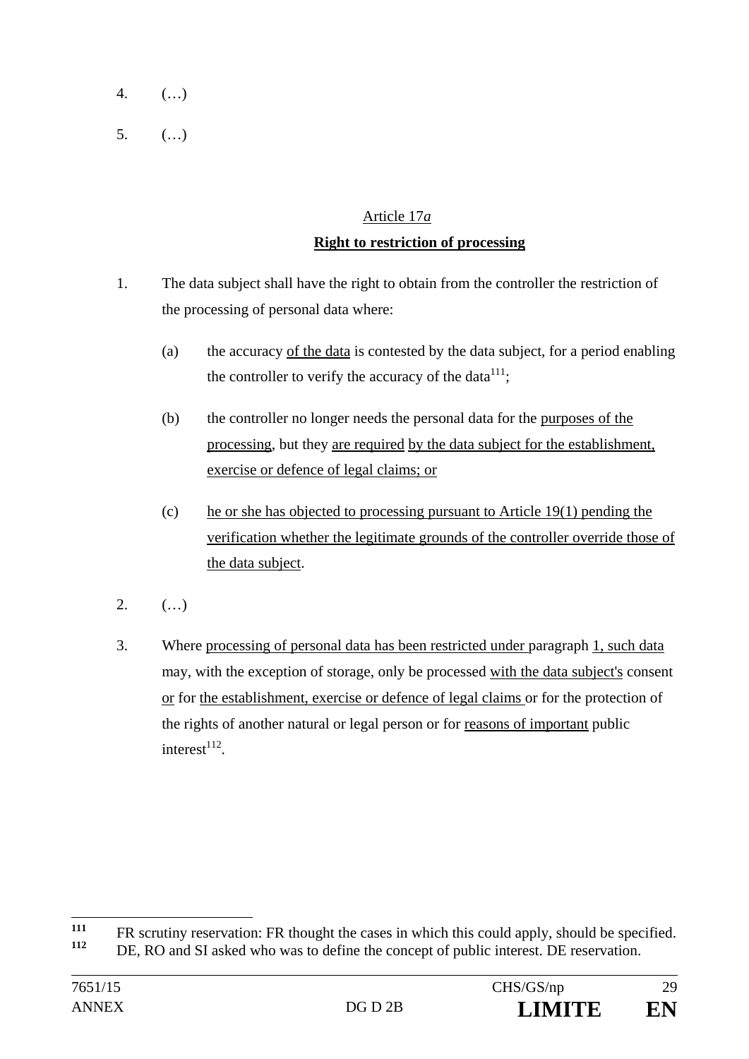4. (…)

5. (…)

Article 17*a*

**Right to restriction of processing**

1. The data subject shall have the right to obtain from the controller the restriction of the processing of personal data where:

   (a) the accuracy of the data is contested by the data subject, for a period enabling the controller to verify the accuracy of the data[111];

   (b) the controller no longer needs the personal data for the purposes of the processing, but they are required by the data subject for the establishment, exercise or defence of legal claims; or

   (c) he or she has objected to processing pursuant to Article 19(1) pending the verification whether the legitimate grounds of the controller override those of the data subject.

2. (…)

3. Where processing of personal data has been restricted under paragraph 1, such data may, with the exception of storage, only be processed with the data subject's consent or for the establishment, exercise or defence of legal claims or for the protection of the rights of another natural or legal person or for reasons of important public interest[112].

---

[111] FR scrutiny reservation: FR thought the cases in which this could apply, should be specified.

[112] DE, RO and SI asked who was to define the concept of public interest. DE reservation.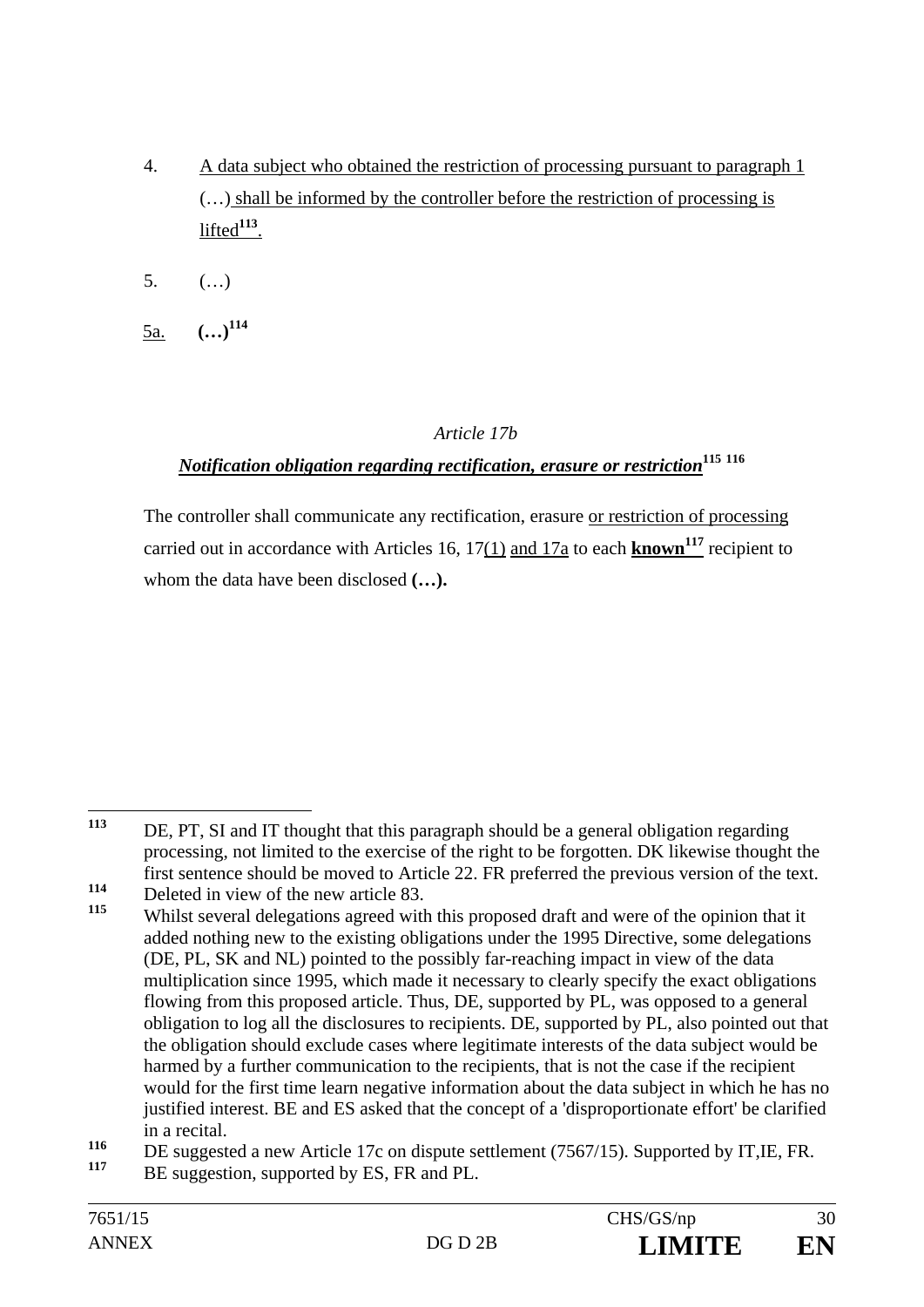4. A data subject who obtained the restriction of processing pursuant to paragraph 1 (…) shall be informed by the controller before the restriction of processing is lifted[113].

5. (…)

5a. **(…)**[114]

*Article 17b*

***Notification obligation regarding rectification, erasure or restriction***[115] [116]

The controller shall communicate any rectification, erasure or restriction of processing carried out in accordance with Articles 16, 17(1) and 17a to each **known**[117] recipient to whom the data have been disclosed **(…).**

---

[113] DE, PT, SI and IT thought that this paragraph should be a general obligation regarding processing, not limited to the exercise of the right to be forgotten. DK likewise thought the first sentence should be moved to Article 22. FR preferred the previous version of the text.

[114] Deleted in view of the new article 83.

[115] Whilst several delegations agreed with this proposed draft and were of the opinion that it added nothing new to the existing obligations under the 1995 Directive, some delegations (DE, PL, SK and NL) pointed to the possibly far-reaching impact in view of the data multiplication since 1995, which made it necessary to clearly specify the exact obligations flowing from this proposed article. Thus, DE, supported by PL, was opposed to a general obligation to log all the disclosures to recipients. DE, supported by PL, also pointed out that the obligation should exclude cases where legitimate interests of the data subject would be harmed by a further communication to the recipients, that is not the case if the recipient would for the first time learn negative information about the data subject in which he has no justified interest. BE and ES asked that the concept of a 'disproportionate effort' be clarified in a recital.

[116] DE suggested a new Article 17c on dispute settlement (7567/15). Supported by IT,IE, FR.

[117] BE suggestion, supported by ES, FR and PL.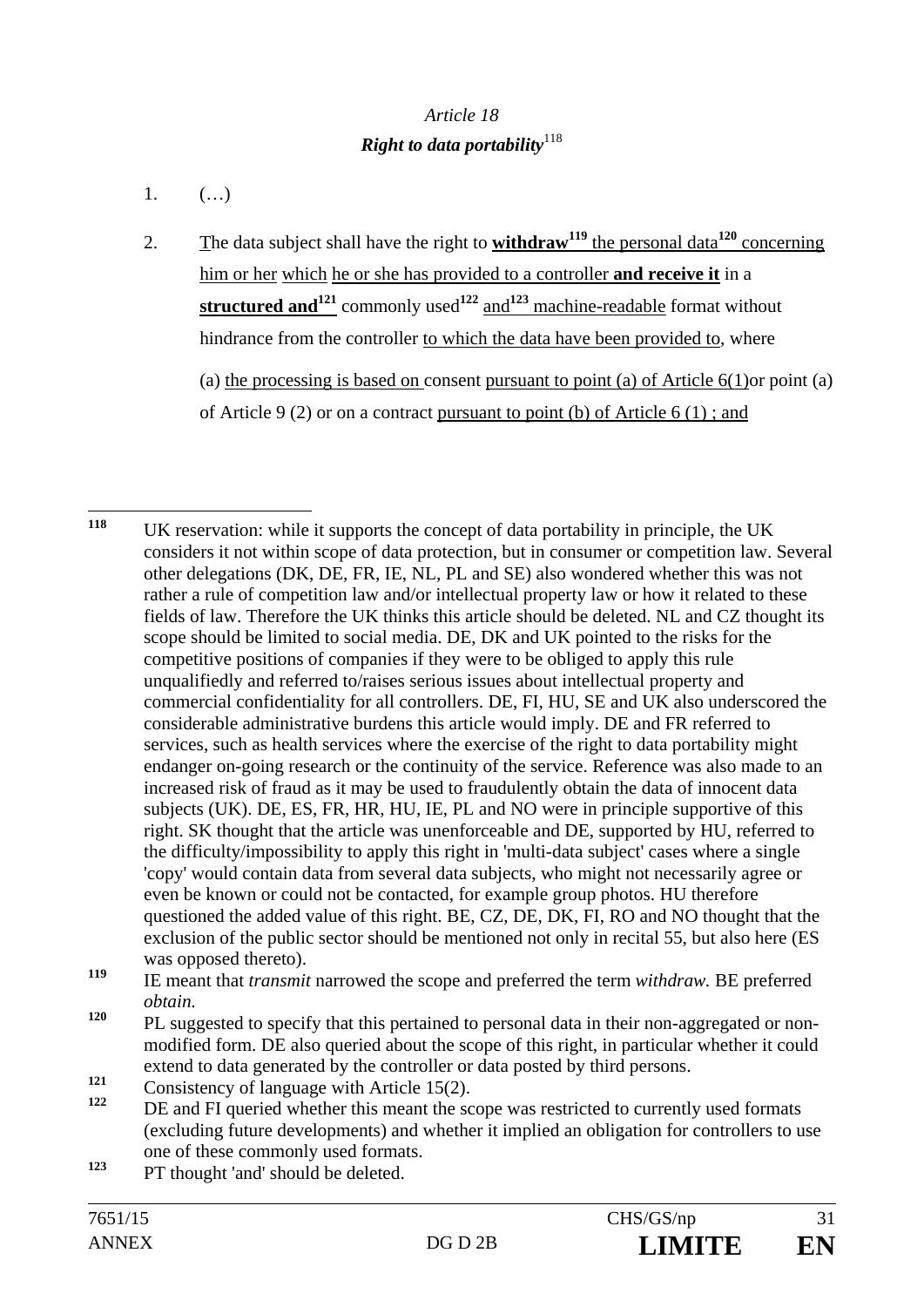*Article 18*

***Right to data portability***[118]

1. (…)

2. The data subject shall have the right to **withdraw**[119] the personal data[120] concerning him or her which he or she has provided to a controller **and receive it** in a **structured and**[121] commonly used[122] and[123] machine-readable format without hindrance from the controller to which the data have been provided to, where

   (a) the processing is based on consent pursuant to point (a) of Article 6(1)or point (a) of Article 9 (2) or on a contract pursuant to point (b) of Article 6 (1) ; and

---

[118] UK reservation: while it supports the concept of data portability in principle, the UK considers it not within scope of data protection, but in consumer or competition law. Several other delegations (DK, DE, FR, IE, NL, PL and SE) also wondered whether this was not rather a rule of competition law and/or intellectual property law or how it related to these fields of law. Therefore the UK thinks this article should be deleted. NL and CZ thought its scope should be limited to social media. DE, DK and UK pointed to the risks for the competitive positions of companies if they were to be obliged to apply this rule unqualifiedly and referred to/raises serious issues about intellectual property and commercial confidentiality for all controllers. DE, FI, HU, SE and UK also underscored the considerable administrative burdens this article would imply. DE and FR referred to services, such as health services where the exercise of the right to data portability might endanger on-going research or the continuity of the service. Reference was also made to an increased risk of fraud as it may be used to fraudulently obtain the data of innocent data subjects (UK). DE, ES, FR, HR, HU, IE, PL and NO were in principle supportive of this right. SK thought that the article was unenforceable and DE, supported by HU, referred to the difficulty/impossibility to apply this right in 'multi-data subject' cases where a single 'copy' would contain data from several data subjects, who might not necessarily agree or even be known or could not be contacted, for example group photos. HU therefore questioned the added value of this right. BE, CZ, DE, DK, FI, RO and NO thought that the exclusion of the public sector should be mentioned not only in recital 55, but also here (ES was opposed thereto).

[119] IE meant that *transmit* narrowed the scope and preferred the term *withdraw.* BE preferred *obtain.*

[120] PL suggested to specify that this pertained to personal data in their non-aggregated or non-modified form. DE also queried about the scope of this right, in particular whether it could extend to data generated by the controller or data posted by third persons.

[121] Consistency of language with Article 15(2).

[122] DE and FI queried whether this meant the scope was restricted to currently used formats (excluding future developments) and whether it implied an obligation for controllers to use one of these commonly used formats.

[123] PT thought 'and' should be deleted.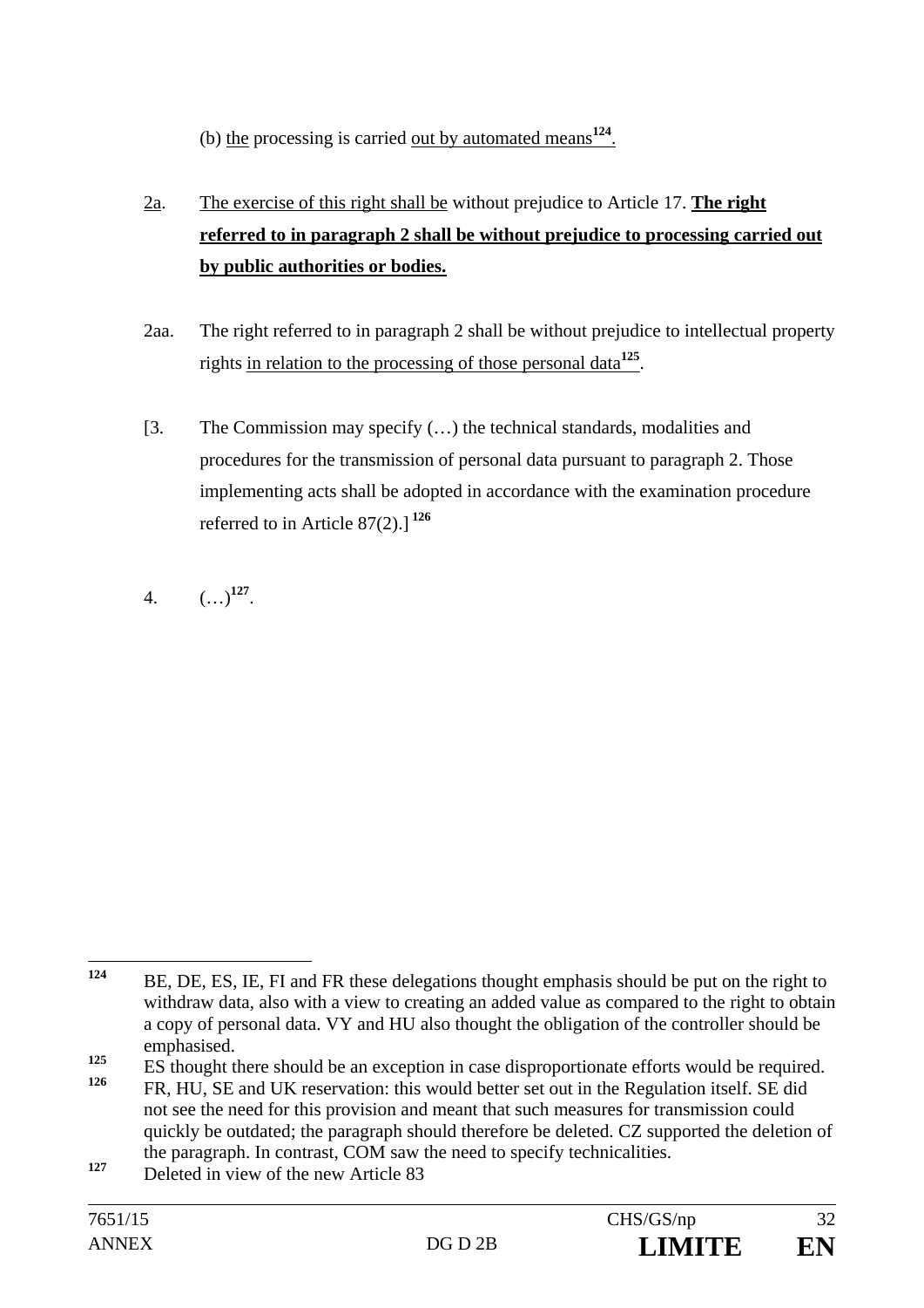(b) the processing is carried out by automated means[124].

2a. The exercise of this right shall be without prejudice to Article 17. **The right referred to in paragraph 2 shall be without prejudice to processing carried out by public authorities or bodies.**

2aa. The right referred to in paragraph 2 shall be without prejudice to intellectual property rights in relation to the processing of those personal data[125].

[3. The Commission may specify (…) the technical standards, modalities and procedures for the transmission of personal data pursuant to paragraph 2. Those implementing acts shall be adopted in accordance with the examination procedure referred to in Article 87(2).] [126]

4. (…)[127].

---

[124] BE, DE, ES, IE, FI and FR these delegations thought emphasis should be put on the right to withdraw data, also with a view to creating an added value as compared to the right to obtain a copy of personal data. VY and HU also thought the obligation of the controller should be emphasised.

[125] ES thought there should be an exception in case disproportionate efforts would be required.

[126] FR, HU, SE and UK reservation: this would better set out in the Regulation itself. SE did not see the need for this provision and meant that such measures for transmission could quickly be outdated; the paragraph should therefore be deleted. CZ supported the deletion of the paragraph. In contrast, COM saw the need to specify technicalities.

[127] Deleted in view of the new Article 83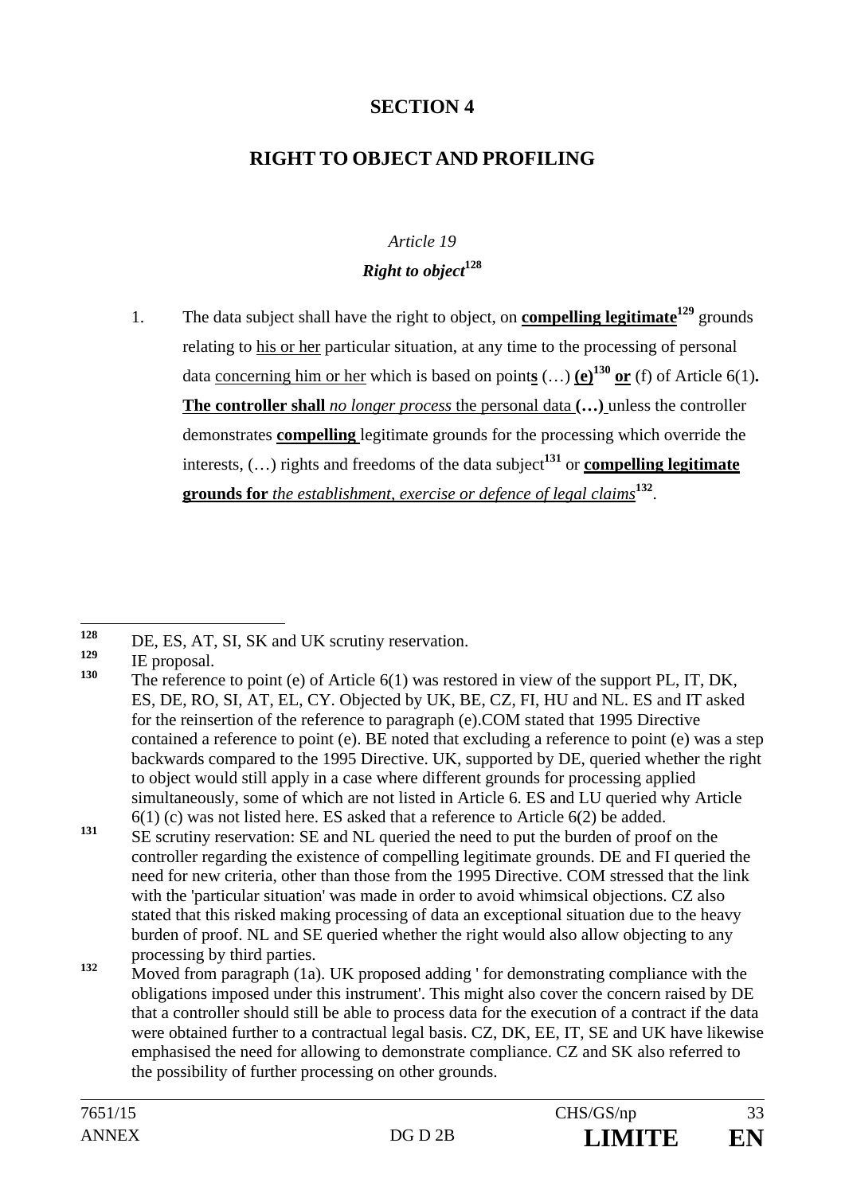## SECTION 4

## RIGHT TO OBJECT AND PROFILING

*Article 19*

***Right to object***[128]

1. The data subject shall have the right to object, on **compelling legitimate**[129] grounds relating to his or her particular situation, at any time to the processing of personal data concerning him or her which is based on point**s** (…) **(e)**[130] **or** (f) of Article 6(1)**. The controller shall** *no longer process* the personal data **(…)** unless the controller demonstrates **compelling** legitimate grounds for the processing which override the interests, (…) rights and freedoms of the data subject[131] or **compelling legitimate grounds for** *the establishment, exercise or defence of legal claims*[132].

---

[128] DE, ES, AT, SI, SK and UK scrutiny reservation.

[129] IE proposal.

[130] The reference to point (e) of Article 6(1) was restored in view of the support PL, IT, DK, ES, DE, RO, SI, AT, EL, CY. Objected by UK, BE, CZ, FI, HU and NL. ES and IT asked for the reinsertion of the reference to paragraph (e).COM stated that 1995 Directive contained a reference to point (e). BE noted that excluding a reference to point (e) was a step backwards compared to the 1995 Directive. UK, supported by DE, queried whether the right to object would still apply in a case where different grounds for processing applied simultaneously, some of which are not listed in Article 6. ES and LU queried why Article 6(1) (c) was not listed here. ES asked that a reference to Article 6(2) be added.

[131] SE scrutiny reservation: SE and NL queried the need to put the burden of proof on the controller regarding the existence of compelling legitimate grounds. DE and FI queried the need for new criteria, other than those from the 1995 Directive. COM stressed that the link with the 'particular situation' was made in order to avoid whimsical objections. CZ also stated that this risked making processing of data an exceptional situation due to the heavy burden of proof. NL and SE queried whether the right would also allow objecting to any processing by third parties.

[132] Moved from paragraph (1a). UK proposed adding ' for demonstrating compliance with the obligations imposed under this instrument'. This might also cover the concern raised by DE that a controller should still be able to process data for the execution of a contract if the data were obtained further to a contractual legal basis. CZ, DK, EE, IT, SE and UK have likewise emphasised the need for allowing to demonstrate compliance. CZ and SK also referred to the possibility of further processing on other grounds.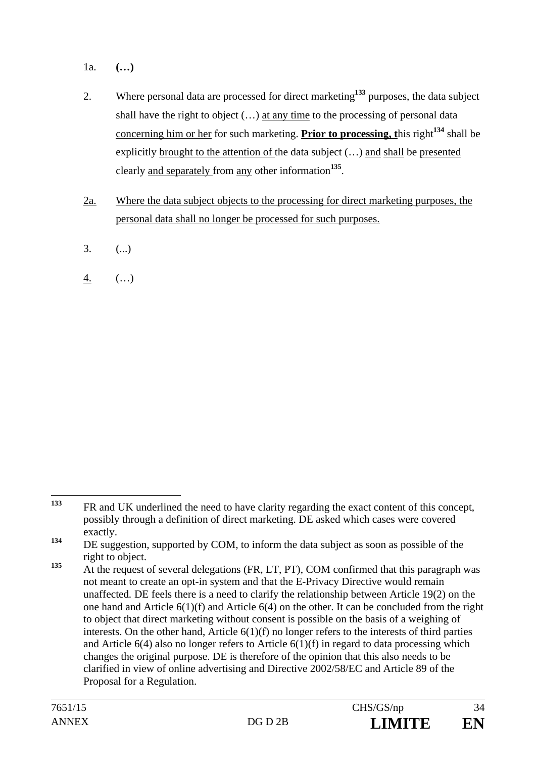1a. **(…)**

2. Where personal data are processed for direct marketing[133] purposes, the data subject shall have the right to object (…) <u>at any time</u> to the processing of personal data <u>concerning him or her</u> for such marketing. **<u>Prior to processing, t</u>**his right[134] shall be explicitly <u>brought to the attention of</u> the data subject (…) <u>and</u> <u>shall</u> be <u>presented</u> clearly <u>and separately</u> from <u>any</u> other information[135].

<u>2a.</u> <u>Where the data subject objects to the processing for direct marketing purposes, the personal data shall no longer be processed for such purposes.</u>

3. (...)

<u>4.</u> (…)

---

[133] FR and UK underlined the need to have clarity regarding the exact content of this concept, possibly through a definition of direct marketing. DE asked which cases were covered exactly.

[134] DE suggestion, supported by COM, to inform the data subject as soon as possible of the right to object.

[135] At the request of several delegations (FR, LT, PT), COM confirmed that this paragraph was not meant to create an opt-in system and that the E-Privacy Directive would remain unaffected. DE feels there is a need to clarify the relationship between Article 19(2) on the one hand and Article 6(1)(f) and Article 6(4) on the other. It can be concluded from the right to object that direct marketing without consent is possible on the basis of a weighing of interests. On the other hand, Article 6(1)(f) no longer refers to the interests of third parties and Article 6(4) also no longer refers to Article 6(1)(f) in regard to data processing which changes the original purpose. DE is therefore of the opinion that this also needs to be clarified in view of online advertising and Directive 2002/58/EC and Article 89 of the Proposal for a Regulation.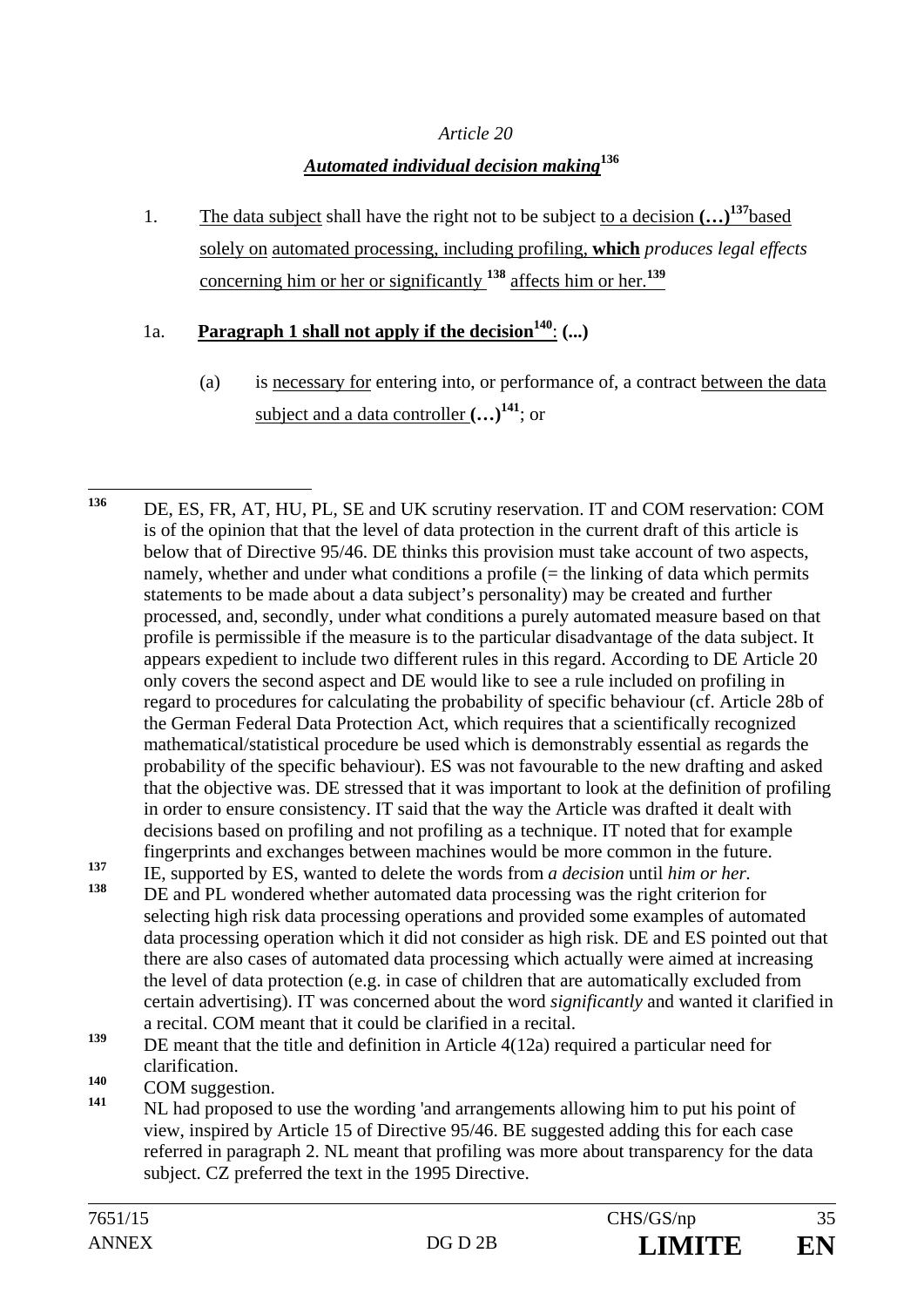*Article 20*

***Automated individual decision making***[136]

1. The data subject shall have the right not to be subject to a decision **(…)**[137] based solely on automated processing, including profiling, **which** *produces legal effects* concerning him or her or significantly [138] affects him or her.[139]

1a. **Paragraph 1 shall not apply if the decision**[140]: **(...)**

(a) is necessary for entering into, or performance of, a contract between the data subject and a data controller **(…)**[141]; or

---

[136] DE, ES, FR, AT, HU, PL, SE and UK scrutiny reservation. IT and COM reservation: COM is of the opinion that that the level of data protection in the current draft of this article is below that of Directive 95/46. DE thinks this provision must take account of two aspects, namely, whether and under what conditions a profile (= the linking of data which permits statements to be made about a data subject's personality) may be created and further processed, and, secondly, under what conditions a purely automated measure based on that profile is permissible if the measure is to the particular disadvantage of the data subject. It appears expedient to include two different rules in this regard. According to DE Article 20 only covers the second aspect and DE would like to see a rule included on profiling in regard to procedures for calculating the probability of specific behaviour (cf. Article 28b of the German Federal Data Protection Act, which requires that a scientifically recognized mathematical/statistical procedure be used which is demonstrably essential as regards the probability of the specific behaviour). ES was not favourable to the new drafting and asked that the objective was. DE stressed that it was important to look at the definition of profiling in order to ensure consistency. IT said that the way the Article was drafted it dealt with decisions based on profiling and not profiling as a technique. IT noted that for example fingerprints and exchanges between machines would be more common in the future.

[137] IE, supported by ES, wanted to delete the words from *a decision* until *him or her.*

[138] DE and PL wondered whether automated data processing was the right criterion for selecting high risk data processing operations and provided some examples of automated data processing operation which it did not consider as high risk. DE and ES pointed out that there are also cases of automated data processing which actually were aimed at increasing the level of data protection (e.g. in case of children that are automatically excluded from certain advertising). IT was concerned about the word *significantly* and wanted it clarified in a recital. COM meant that it could be clarified in a recital.

[139] DE meant that the title and definition in Article 4(12a) required a particular need for clarification.

[140] COM suggestion.

[141] NL had proposed to use the wording 'and arrangements allowing him to put his point of view, inspired by Article 15 of Directive 95/46. BE suggested adding this for each case referred in paragraph 2. NL meant that profiling was more about transparency for the data subject. CZ preferred the text in the 1995 Directive.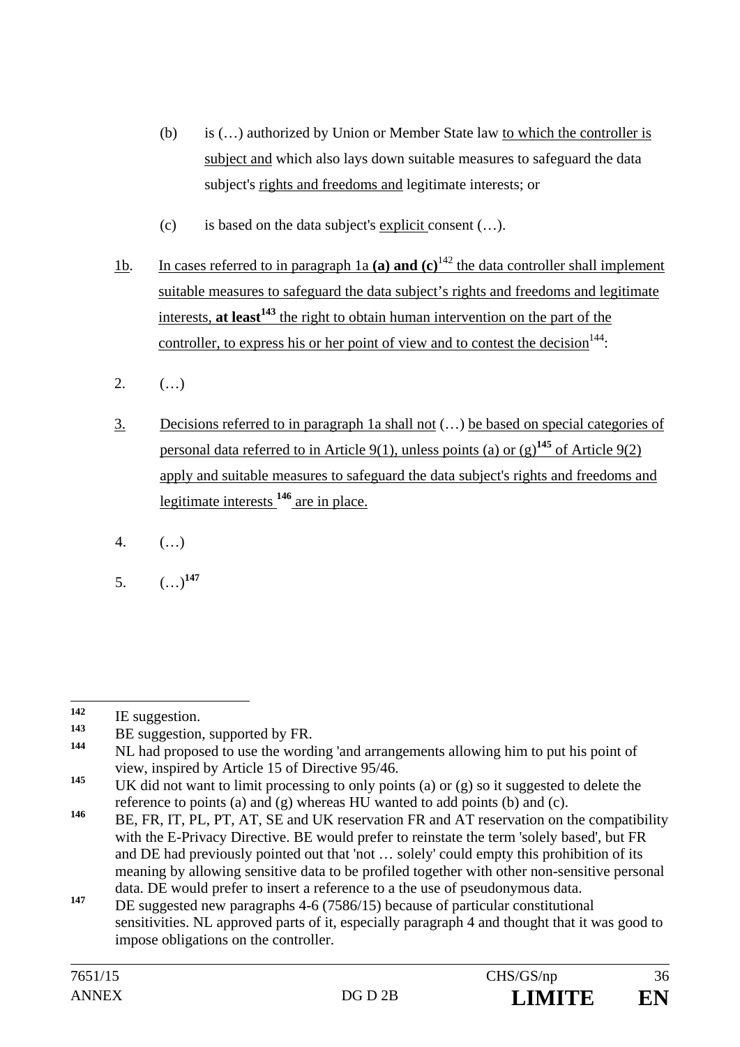(b) is (…) authorized by Union or Member State law to which the controller is subject and which also lays down suitable measures to safeguard the data subject's rights and freedoms and legitimate interests; or

(c) is based on the data subject's explicit consent (…).

1b. In cases referred to in paragraph 1a **(a) and (c)**[142] the data controller shall implement suitable measures to safeguard the data subject's rights and freedoms and legitimate interests, **at least**[143] the right to obtain human intervention on the part of the controller, to express his or her point of view and to contest the decision[144]:

2. (…)

3. Decisions referred to in paragraph 1a shall not (…) be based on special categories of personal data referred to in Article 9(1), unless points (a) or (g)[145] of Article 9(2) apply and suitable measures to safeguard the data subject's rights and freedoms and legitimate interests [146] are in place.

4. (…)

5. (…)[147]

---

[142] IE suggestion.

[143] BE suggestion, supported by FR.

[144] NL had proposed to use the wording 'and arrangements allowing him to put his point of view, inspired by Article 15 of Directive 95/46.

[145] UK did not want to limit processing to only points (a) or (g) so it suggested to delete the reference to points (a) and (g) whereas HU wanted to add points (b) and (c).

[146] BE, FR, IT, PL, PT, AT, SE and UK reservation FR and AT reservation on the compatibility with the E-Privacy Directive. BE would prefer to reinstate the term 'solely based', but FR and DE had previously pointed out that 'not … solely' could empty this prohibition of its meaning by allowing sensitive data to be profiled together with other non-sensitive personal data. DE would prefer to insert a reference to a the use of pseudonymous data.

[147] DE suggested new paragraphs 4-6 (7586/15) because of particular constitutional sensitivities. NL approved parts of it, especially paragraph 4 and thought that it was good to impose obligations on the controller.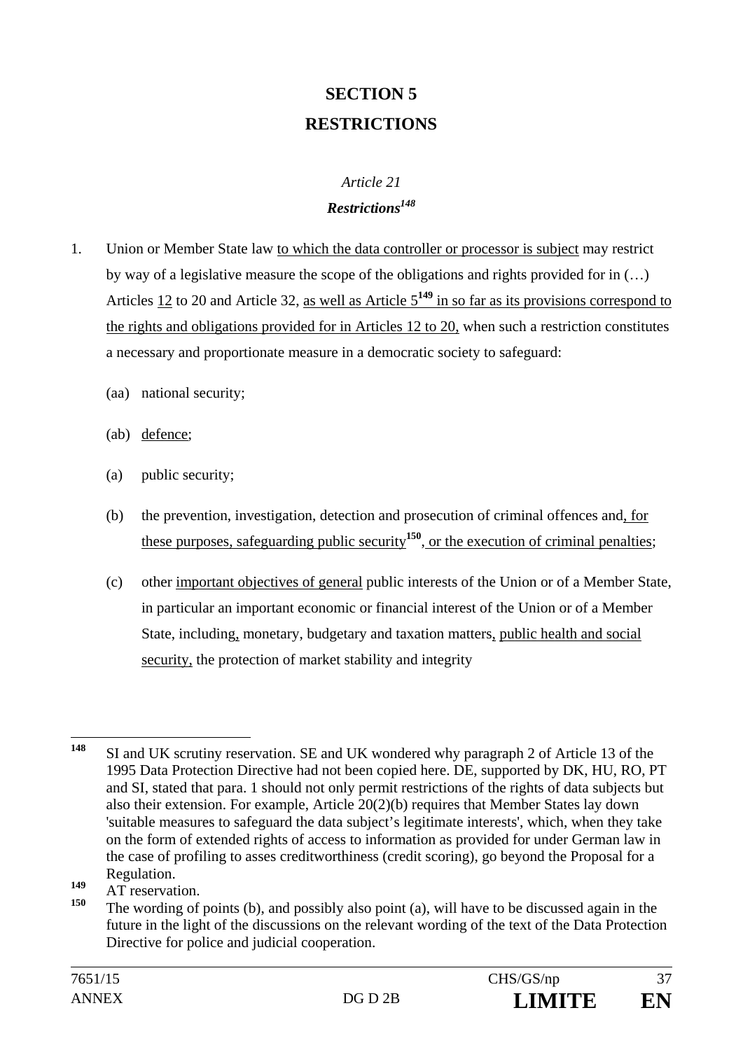# SECTION 5

# RESTRICTIONS

### *Article 21*

### ***Restrictions***[148]

1. Union or Member State law to which the data controller or processor is subject may restrict by way of a legislative measure the scope of the obligations and rights provided for in (…) Articles 12 to 20 and Article 32, as well as Article 5[149] in so far as its provisions correspond to the rights and obligations provided for in Articles 12 to 20, when such a restriction constitutes a necessary and proportionate measure in a democratic society to safeguard:

   (aa) national security;

   (ab) defence;

   (a) public security;

   (b) the prevention, investigation, detection and prosecution of criminal offences and, for these purposes, safeguarding public security[150], or the execution of criminal penalties;

   (c) other important objectives of general public interests of the Union or of a Member State, in particular an important economic or financial interest of the Union or of a Member State, including, monetary, budgetary and taxation matters, public health and social security, the protection of market stability and integrity

---

[148] SI and UK scrutiny reservation. SE and UK wondered why paragraph 2 of Article 13 of the 1995 Data Protection Directive had not been copied here. DE, supported by DK, HU, RO, PT and SI, stated that para. 1 should not only permit restrictions of the rights of data subjects but also their extension. For example, Article 20(2)(b) requires that Member States lay down 'suitable measures to safeguard the data subject's legitimate interests', which, when they take on the form of extended rights of access to information as provided for under German law in the case of profiling to asses creditworthiness (credit scoring), go beyond the Proposal for a Regulation.

[149] AT reservation.

[150] The wording of points (b), and possibly also point (a), will have to be discussed again in the future in the light of the discussions on the relevant wording of the text of the Data Protection Directive for police and judicial cooperation.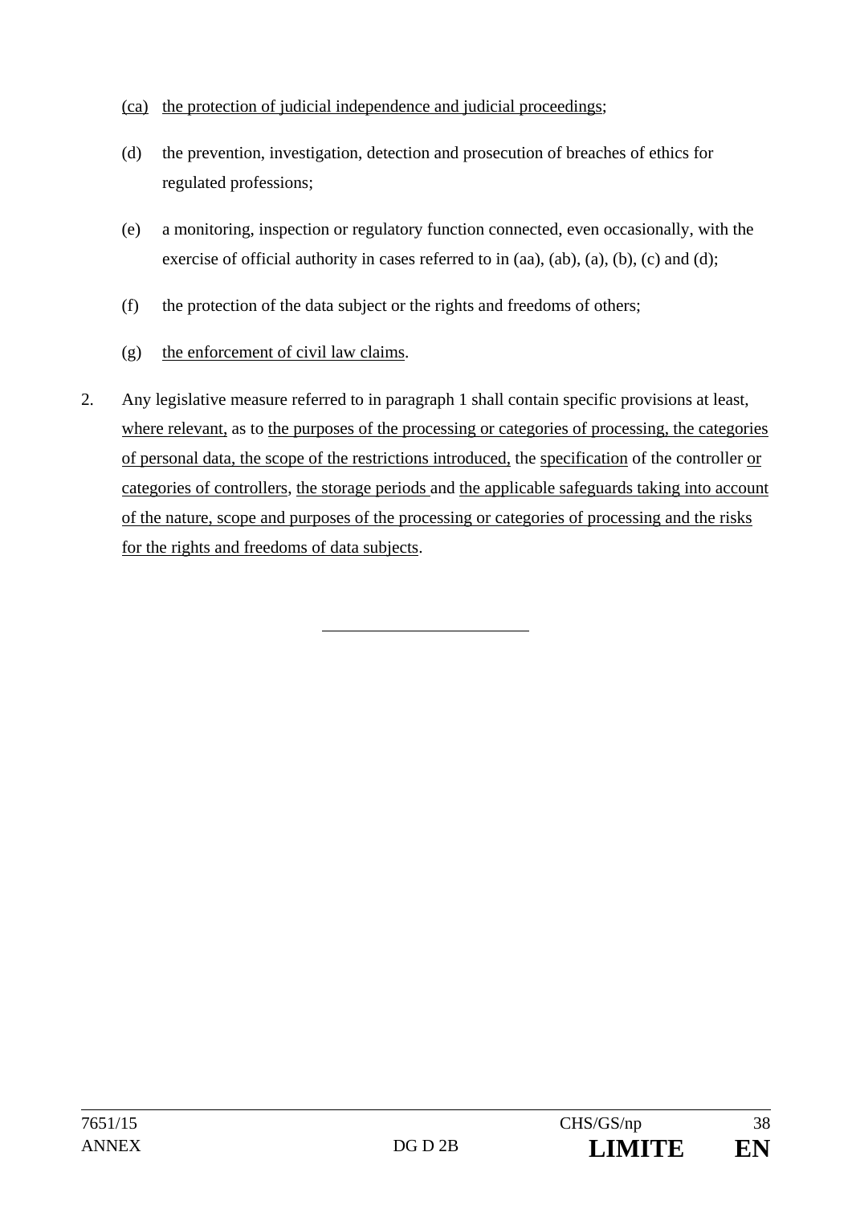(ca) the protection of judicial independence and judicial proceedings;

(d) the prevention, investigation, detection and prosecution of breaches of ethics for regulated professions;

(e) a monitoring, inspection or regulatory function connected, even occasionally, with the exercise of official authority in cases referred to in (aa), (ab), (a), (b), (c) and (d);

(f) the protection of the data subject or the rights and freedoms of others;

(g) the enforcement of civil law claims.

2. Any legislative measure referred to in paragraph 1 shall contain specific provisions at least, where relevant, as to the purposes of the processing or categories of processing, the categories of personal data, the scope of the restrictions introduced, the specification of the controller or categories of controllers, the storage periods and the applicable safeguards taking into account of the nature, scope and purposes of the processing or categories of processing and the risks for the rights and freedoms of data subjects.